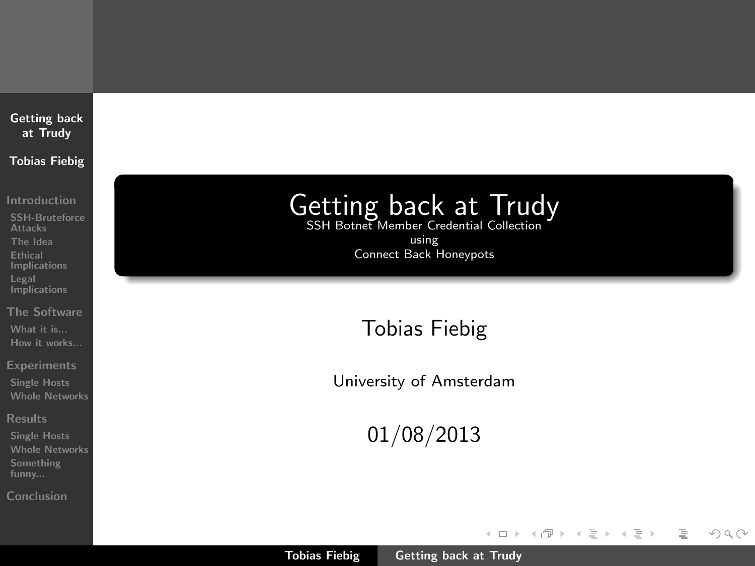# Getting back at Trudy

SSH Botnet Member Credential Collection
using
Connect Back Honeypots

Tobias Fiebig

University of Amsterdam

01/08/2013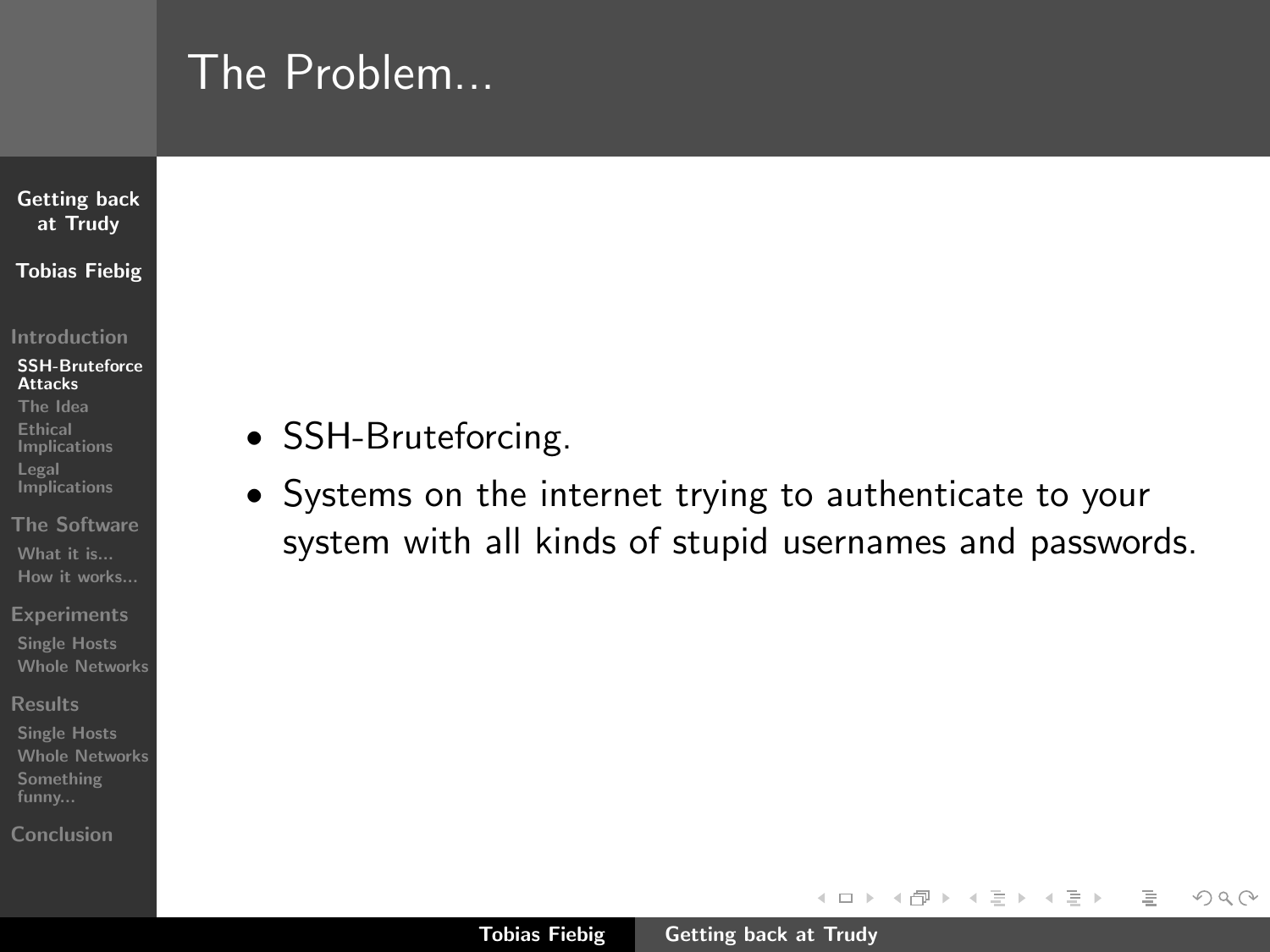# The Problem...

- SSH-Bruteforcing.
- Systems on the internet trying to authenticate to your system with all kinds of stupid usernames and passwords.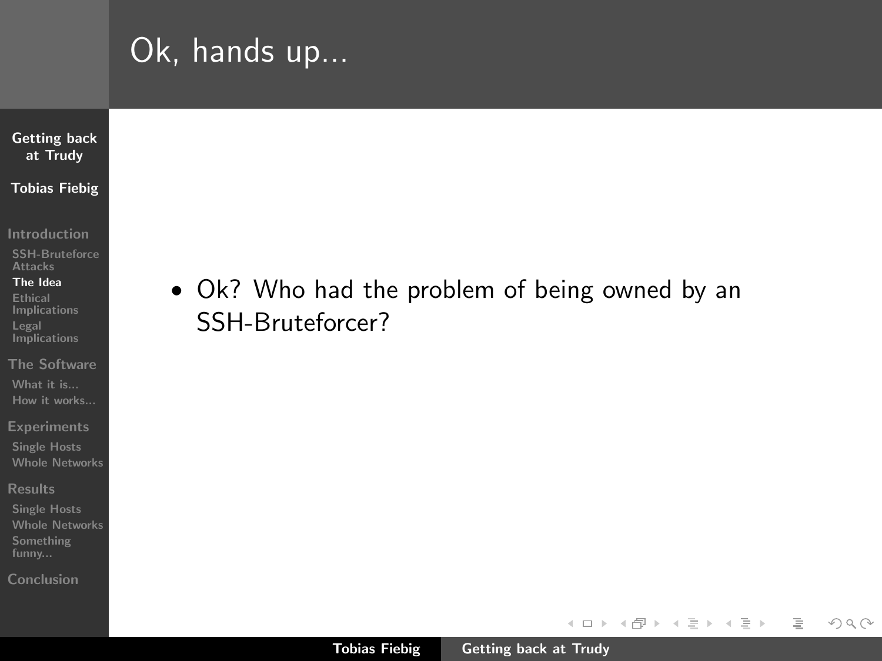# Ok, hands up...

- Ok? Who had the problem of being owned by an SSH-Bruteforcer?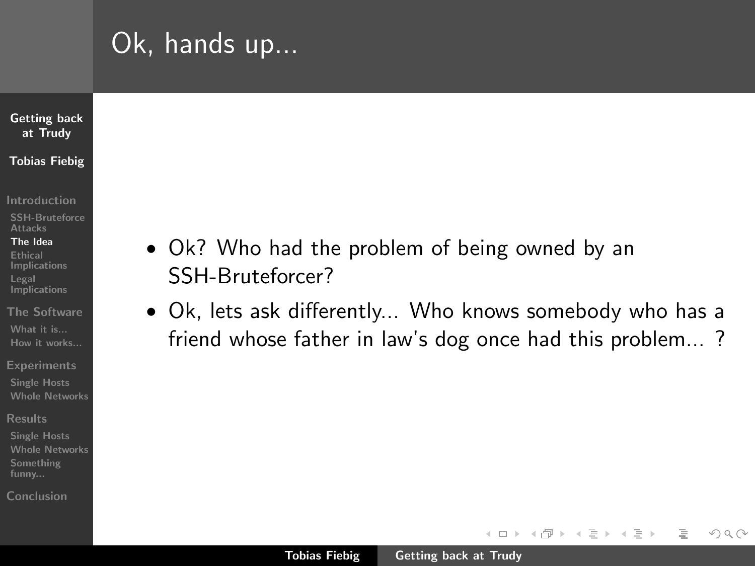# Ok, hands up...

- Ok? Who had the problem of being owned by an SSH-Bruteforcer?
- Ok, lets ask differently... Who knows somebody who has a friend whose father in law's dog once had this problem... ?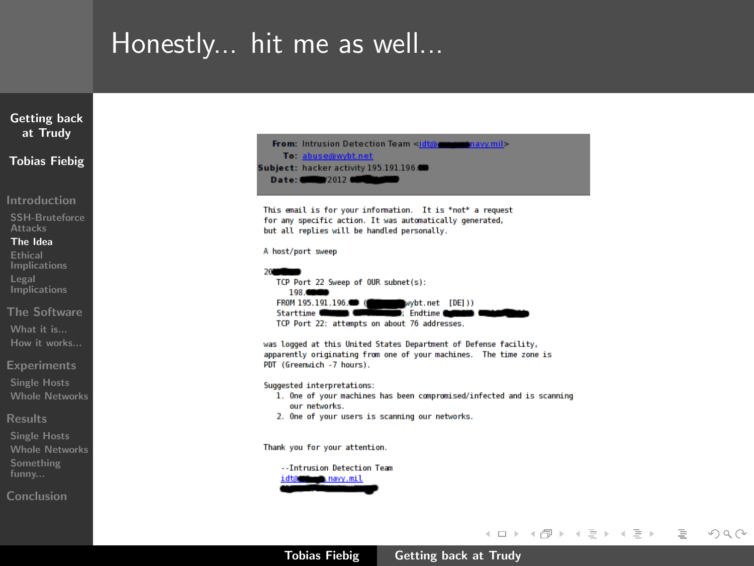# Honestly... hit me as well...

```
From: Intrusion Detection Team <idt@█████navy.mil>
  To: abuse@wybt.net
Subject: hacker activity 195.191.196.██
Date: █████/2012 ██████

This email is for your information.  It is *not* a request
for any specific action. It was automatically generated,
but all replies will be handled personally.

A host/port sweep

20█████
   TCP Port 22 Sweep of OUR subnet(s):
      198.████
   FROM 195.191.196.██ (██████wybt.net  [DE]))
   Starttime ████ █████; Endtime ████ ██████
   TCP Port 22: attempts on about 76 addresses.

was logged at this United States Department of Defense facility,
apparently originating from one of your machines.  The time zone is
PDT (Greenwich -7 hours).

Suggested interpretations:
   1. One of your machines has been compromised/infected and is scanning
      our networks.
   2. One of your users is scanning our networks.


Thank you for your attention.

    --Intrusion Detection Team
    idt@█████navy.mil
```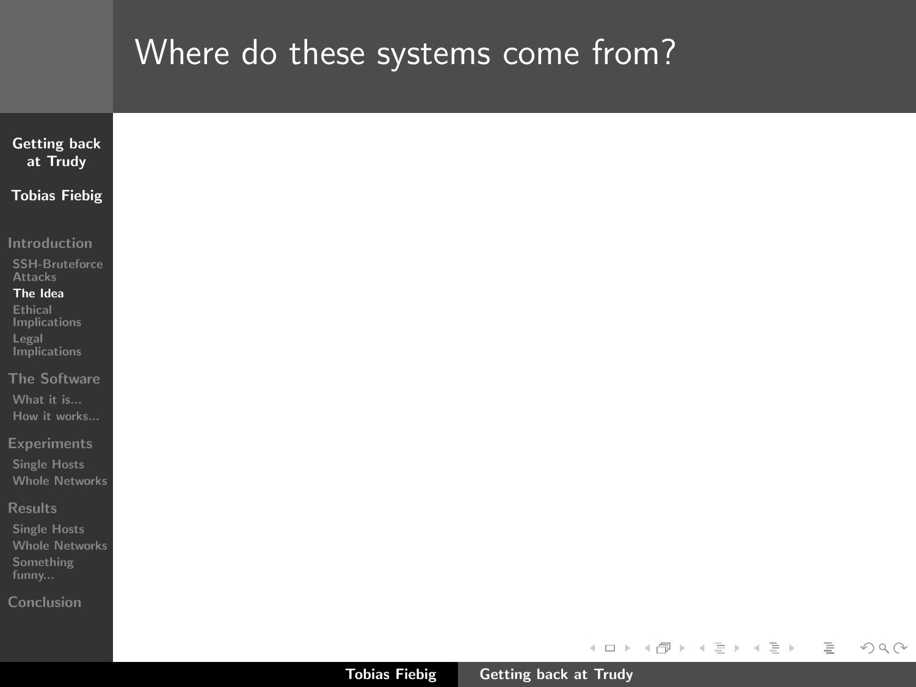# Where do these systems come from?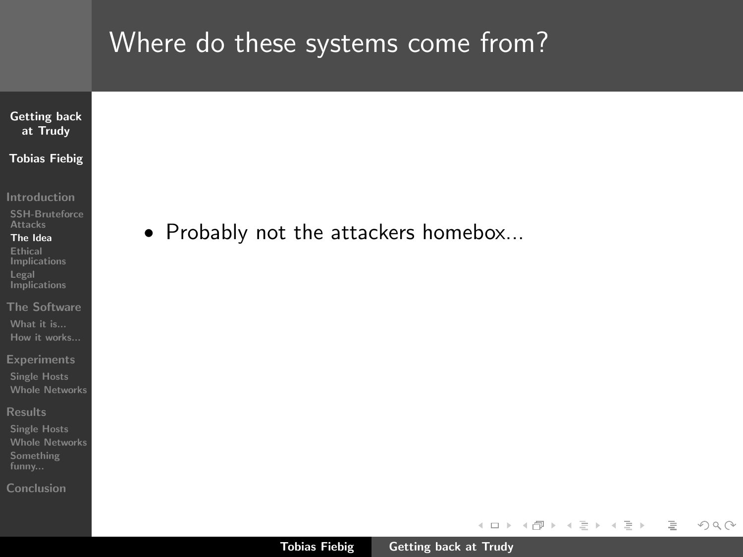# Where do these systems come from?

- Probably not the attackers homebox...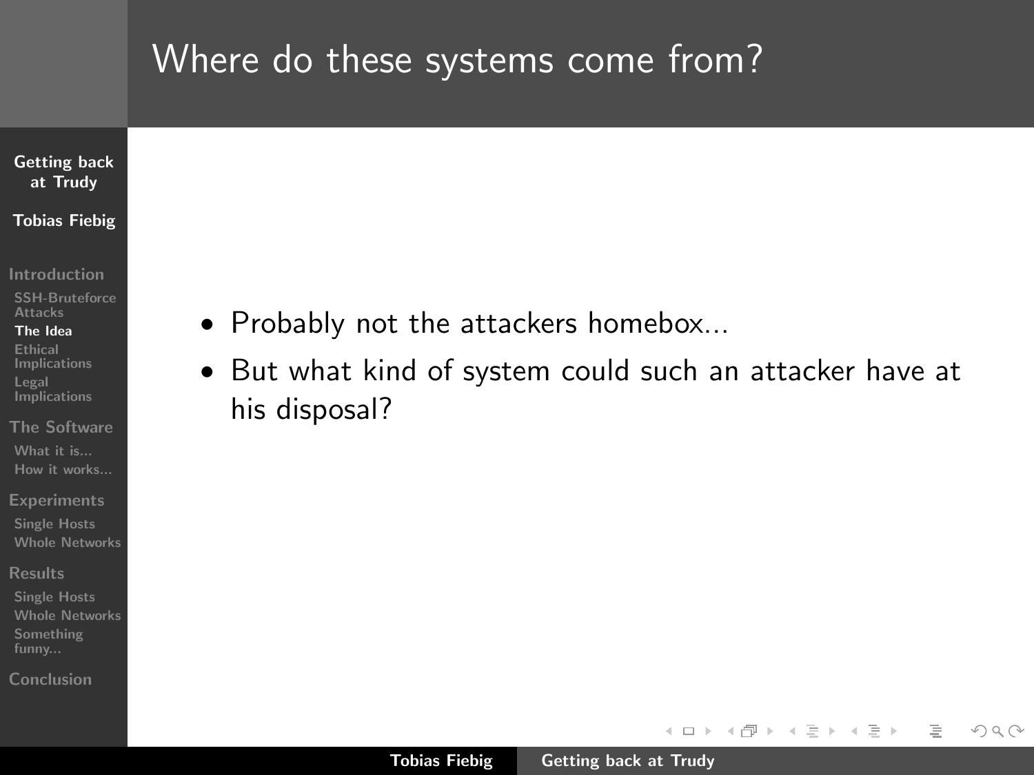# Where do these systems come from?

- Probably not the attackers homebox...
- But what kind of system could such an attacker have at his disposal?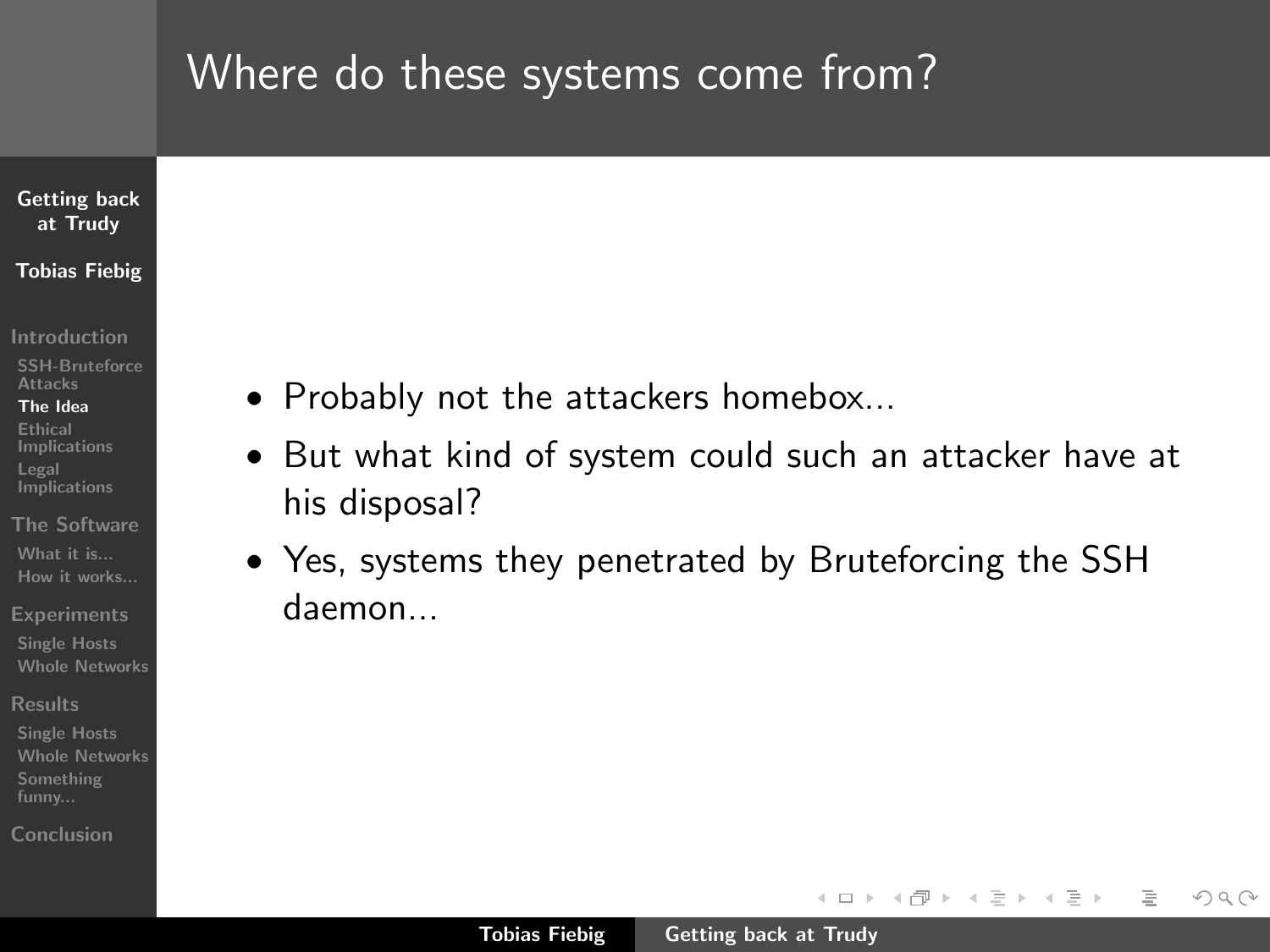# Where do these systems come from?

- Probably not the attackers homebox...
- But what kind of system could such an attacker have at his disposal?
- Yes, systems they penetrated by Bruteforcing the SSH daemon...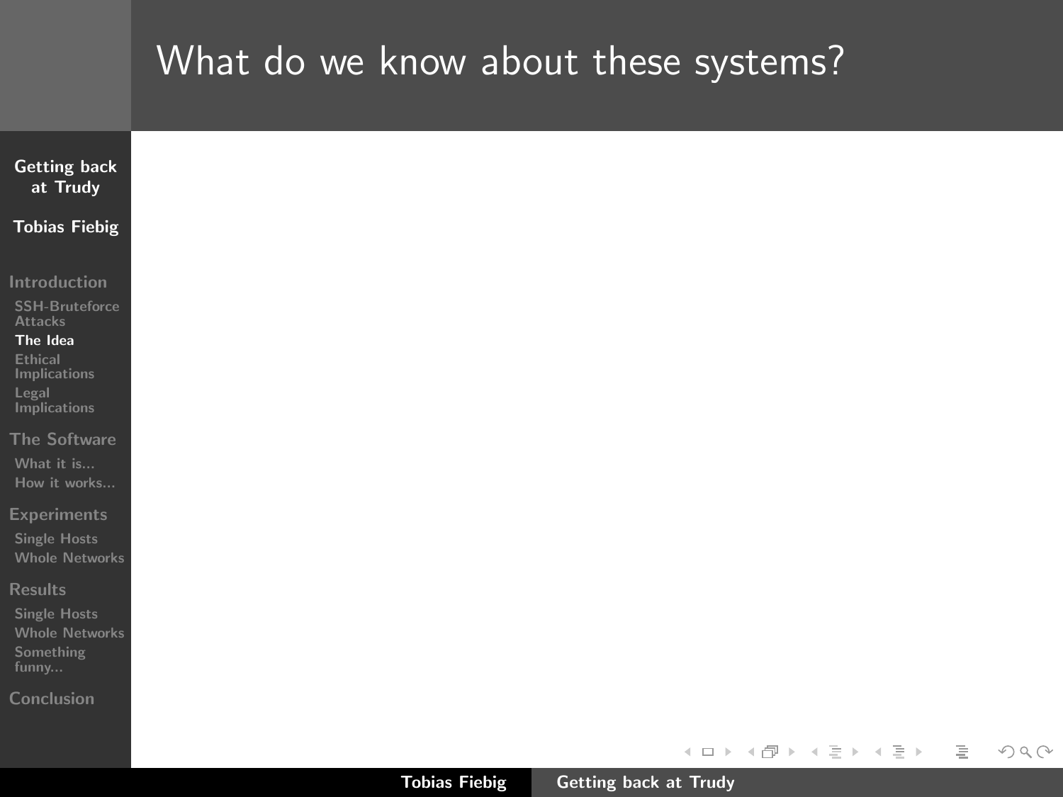# What do we know about these systems?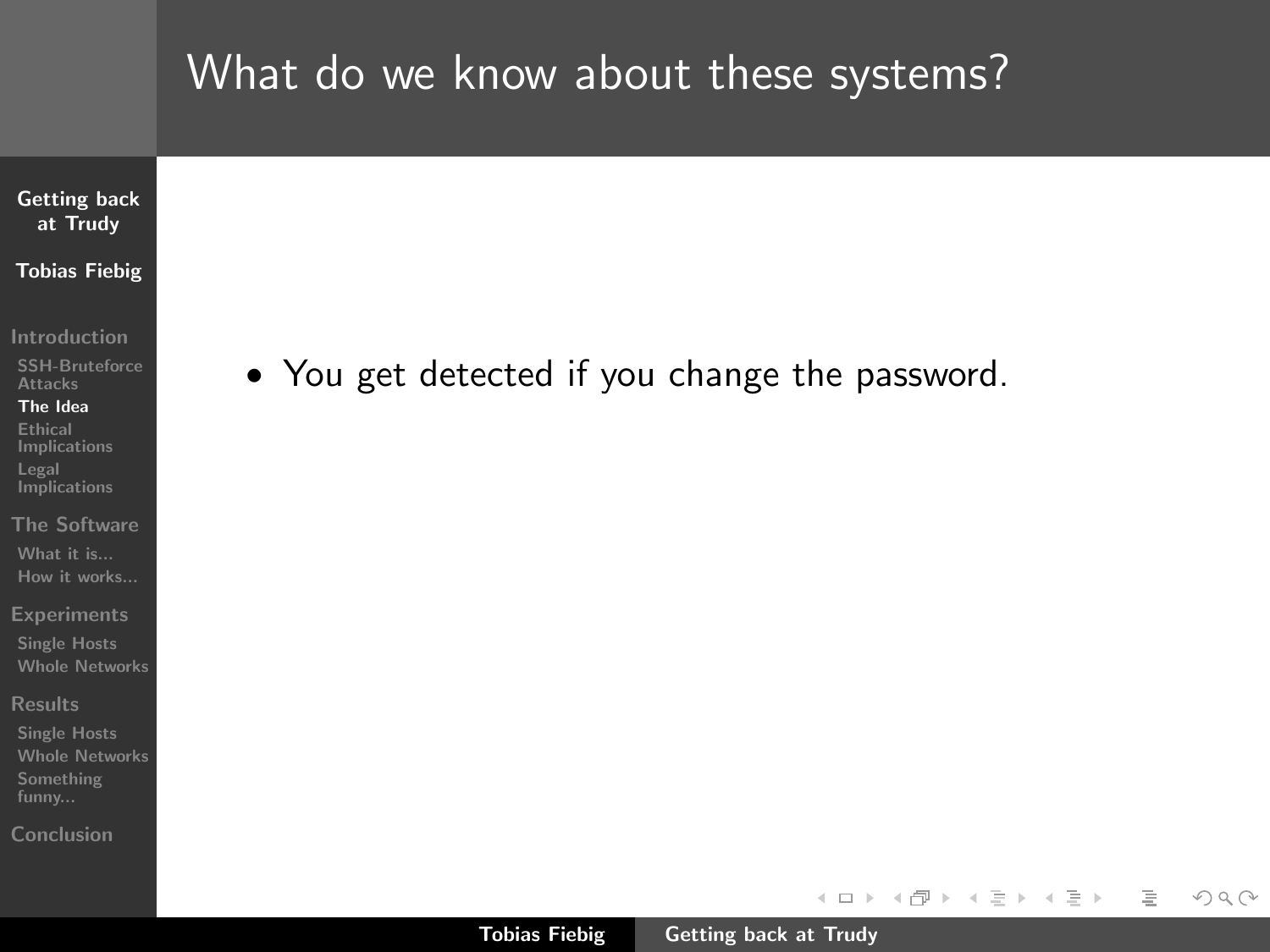# What do we know about these systems?

- You get detected if you change the password.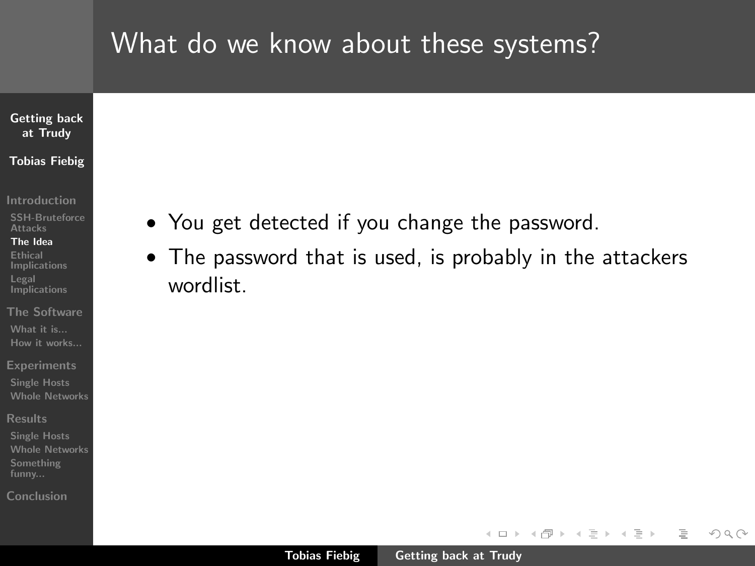# What do we know about these systems?

- You get detected if you change the password.
- The password that is used, is probably in the attackers wordlist.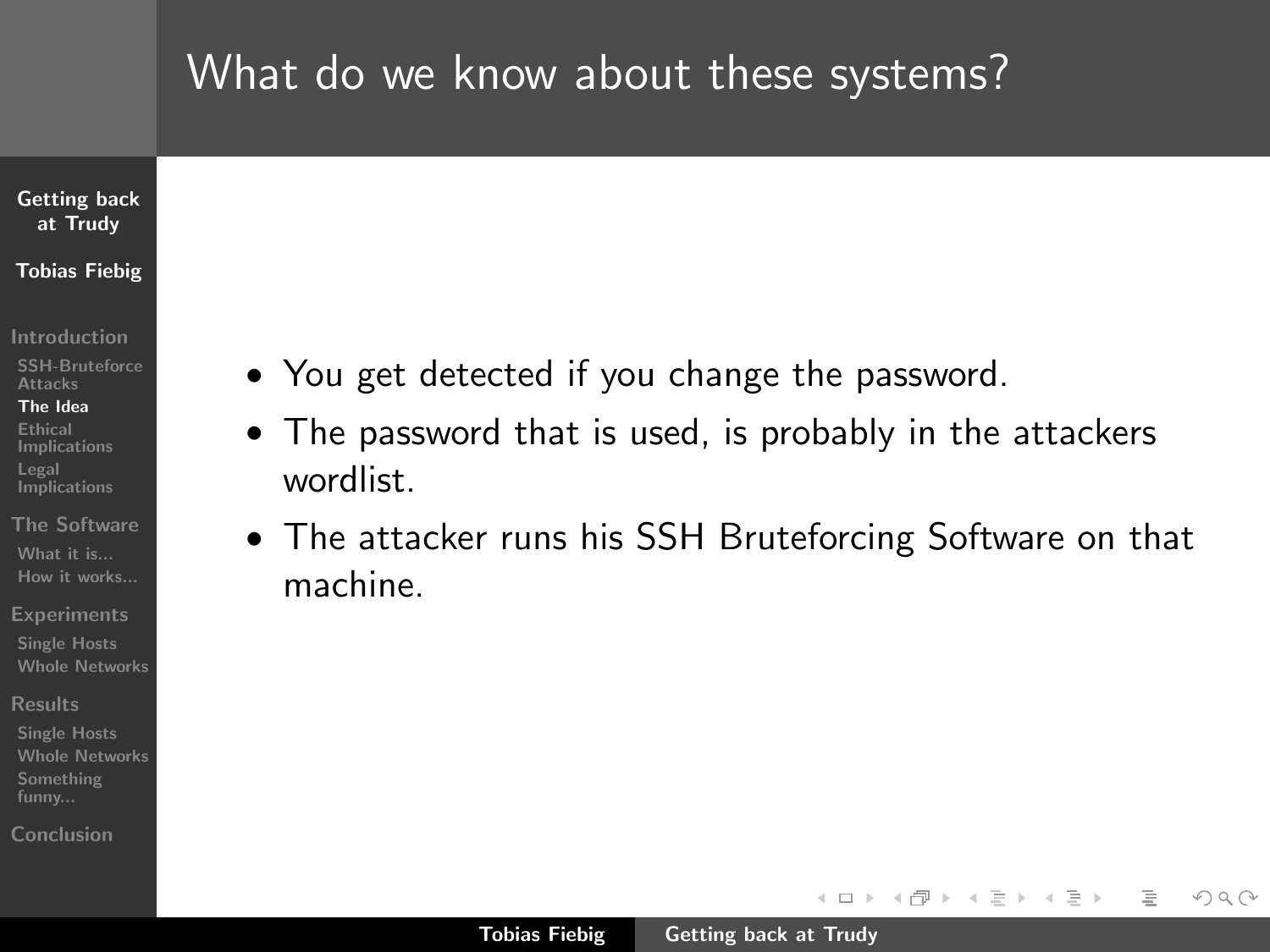# What do we know about these systems?

- You get detected if you change the password.
- The password that is used, is probably in the attackers wordlist.
- The attacker runs his SSH Bruteforcing Software on that machine.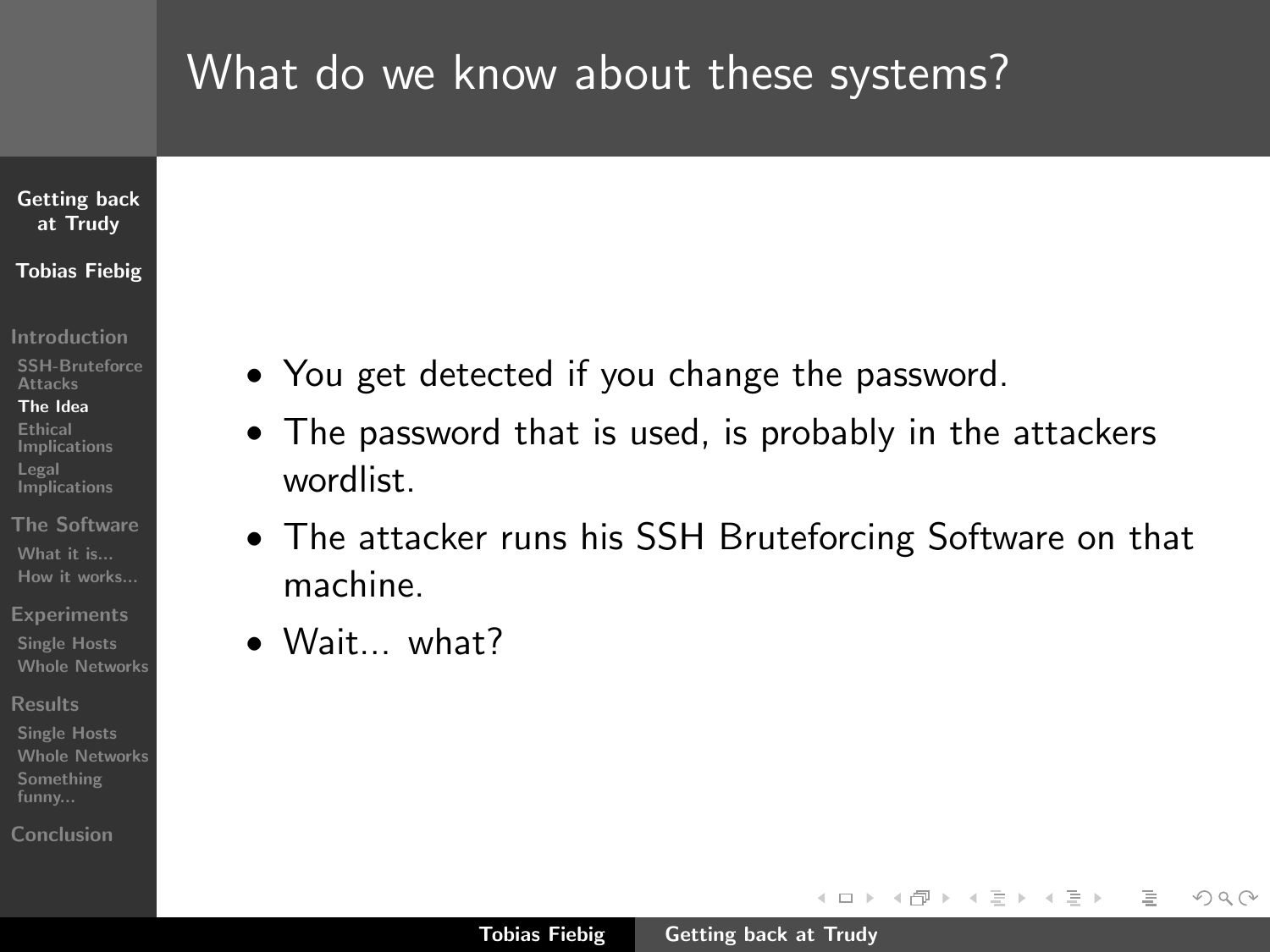# What do we know about these systems?

- You get detected if you change the password.
- The password that is used, is probably in the attackers wordlist.
- The attacker runs his SSH Bruteforcing Software on that machine.
- Wait... what?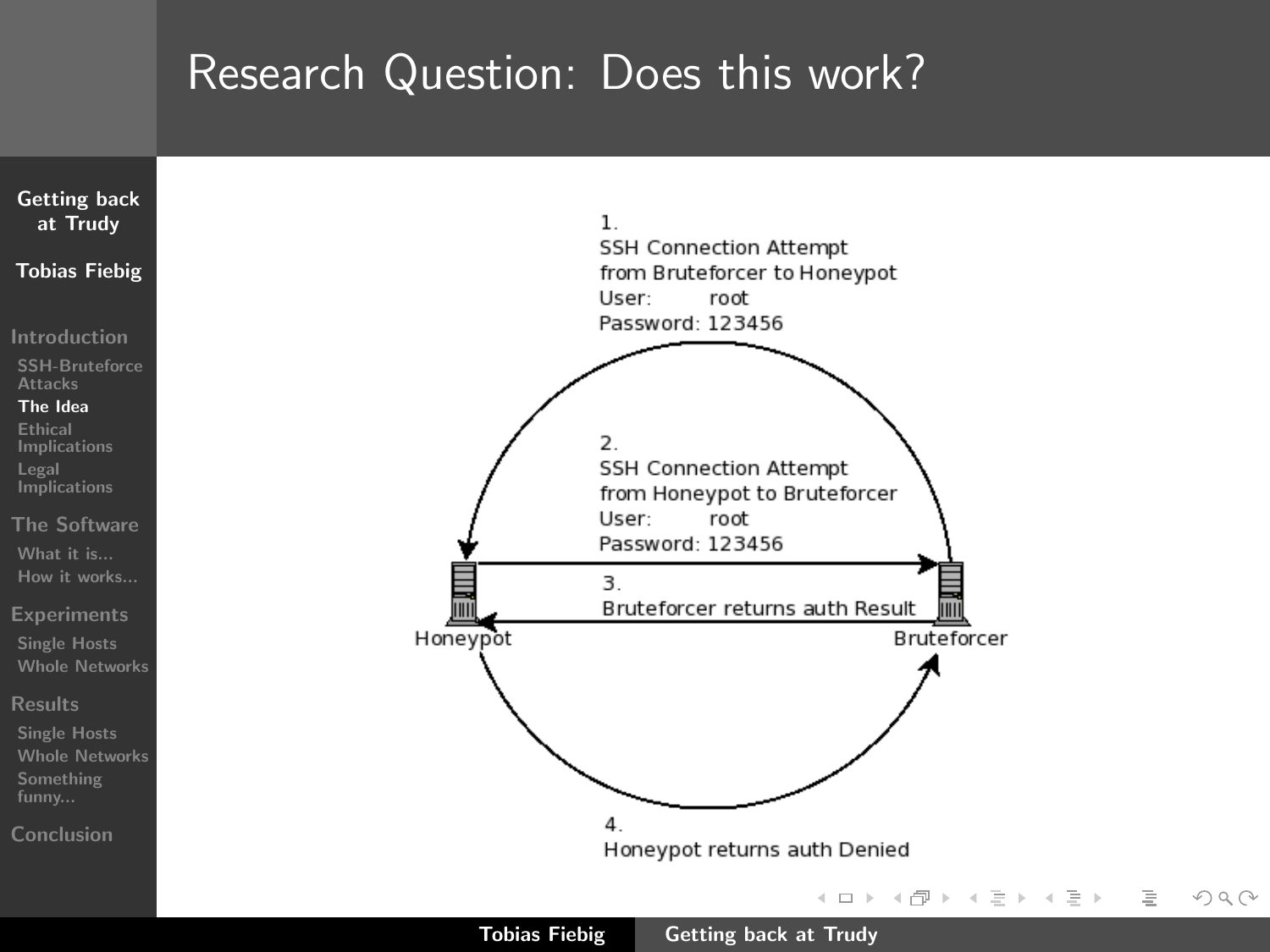# Research Question: Does this work?

1.
SSH Connection Attempt
from Bruteforcer to Honeypot
User: root
Password: 123456

2.
SSH Connection Attempt
from Honeypot to Bruteforcer
User: root
Password: 123456

3.
Bruteforcer returns auth Result

4.
Honeypot returns auth Denied

Honeypot

Bruteforcer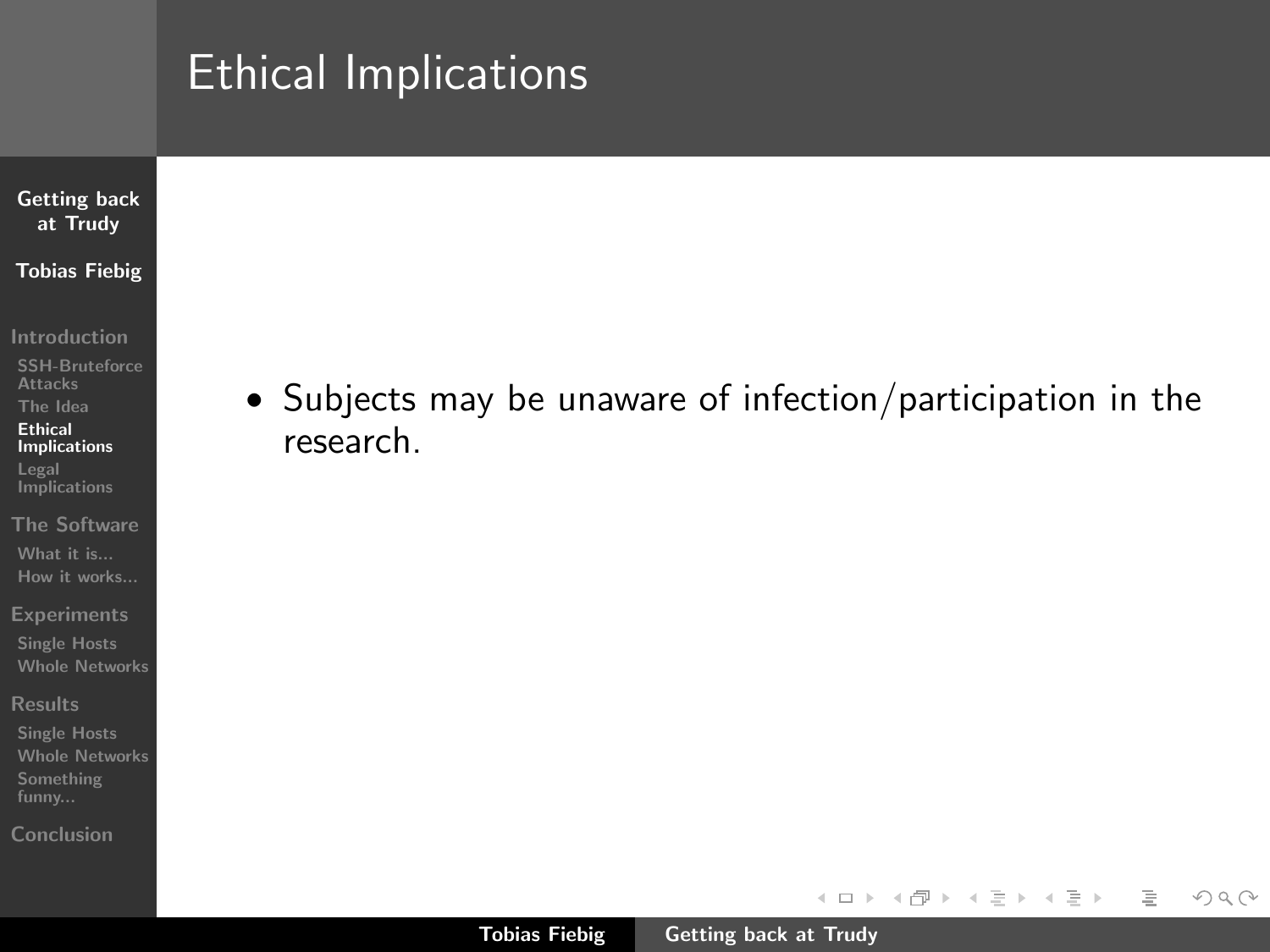# Ethical Implications

- Subjects may be unaware of infection/participation in the research.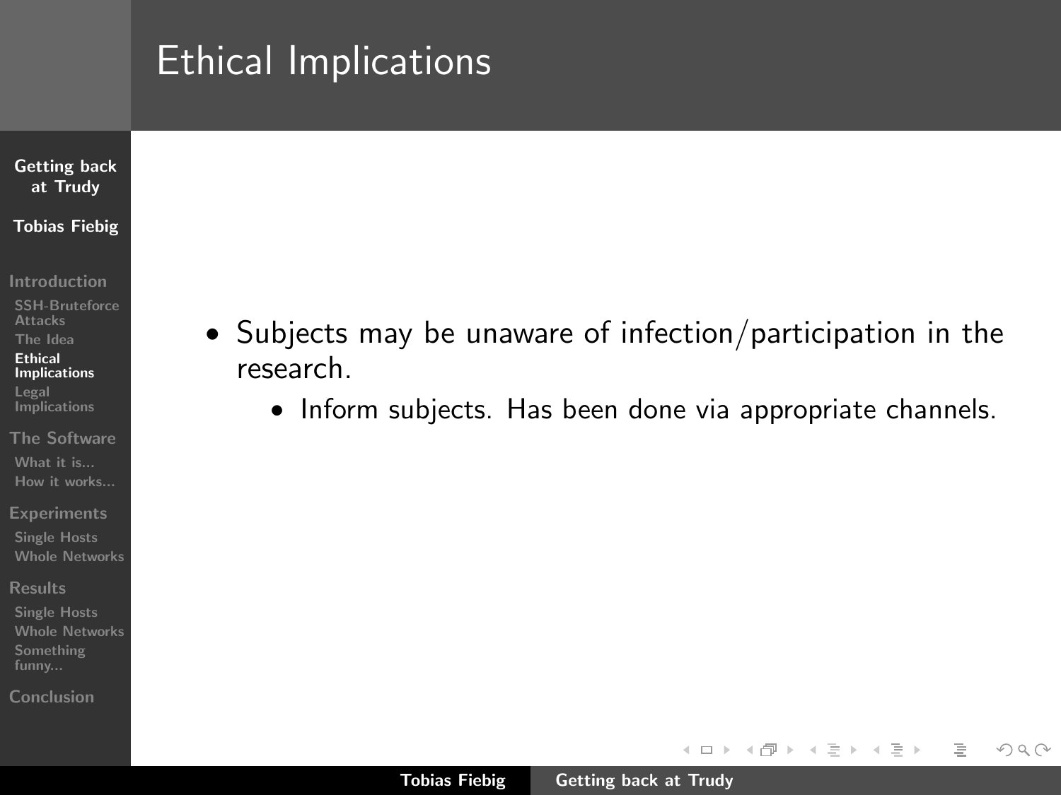# Ethical Implications

- Subjects may be unaware of infection/participation in the research.
  - Inform subjects. Has been done via appropriate channels.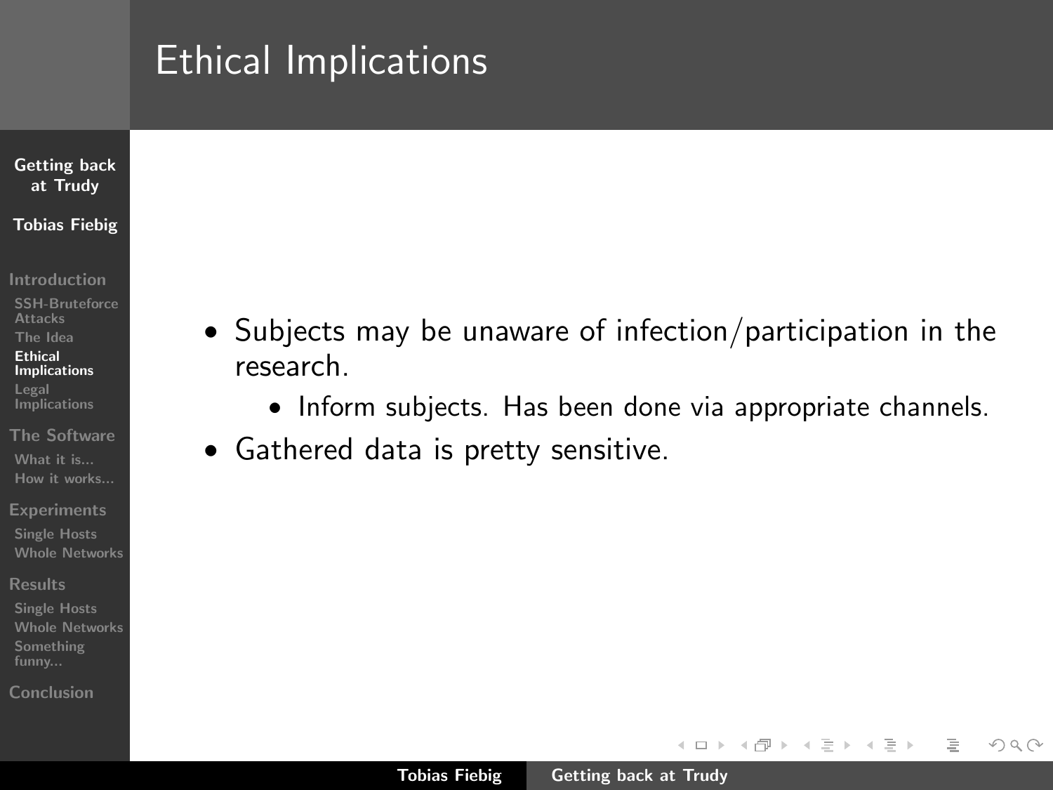# Ethical Implications

- Subjects may be unaware of infection/participation in the research.
  - Inform subjects. Has been done via appropriate channels.
- Gathered data is pretty sensitive.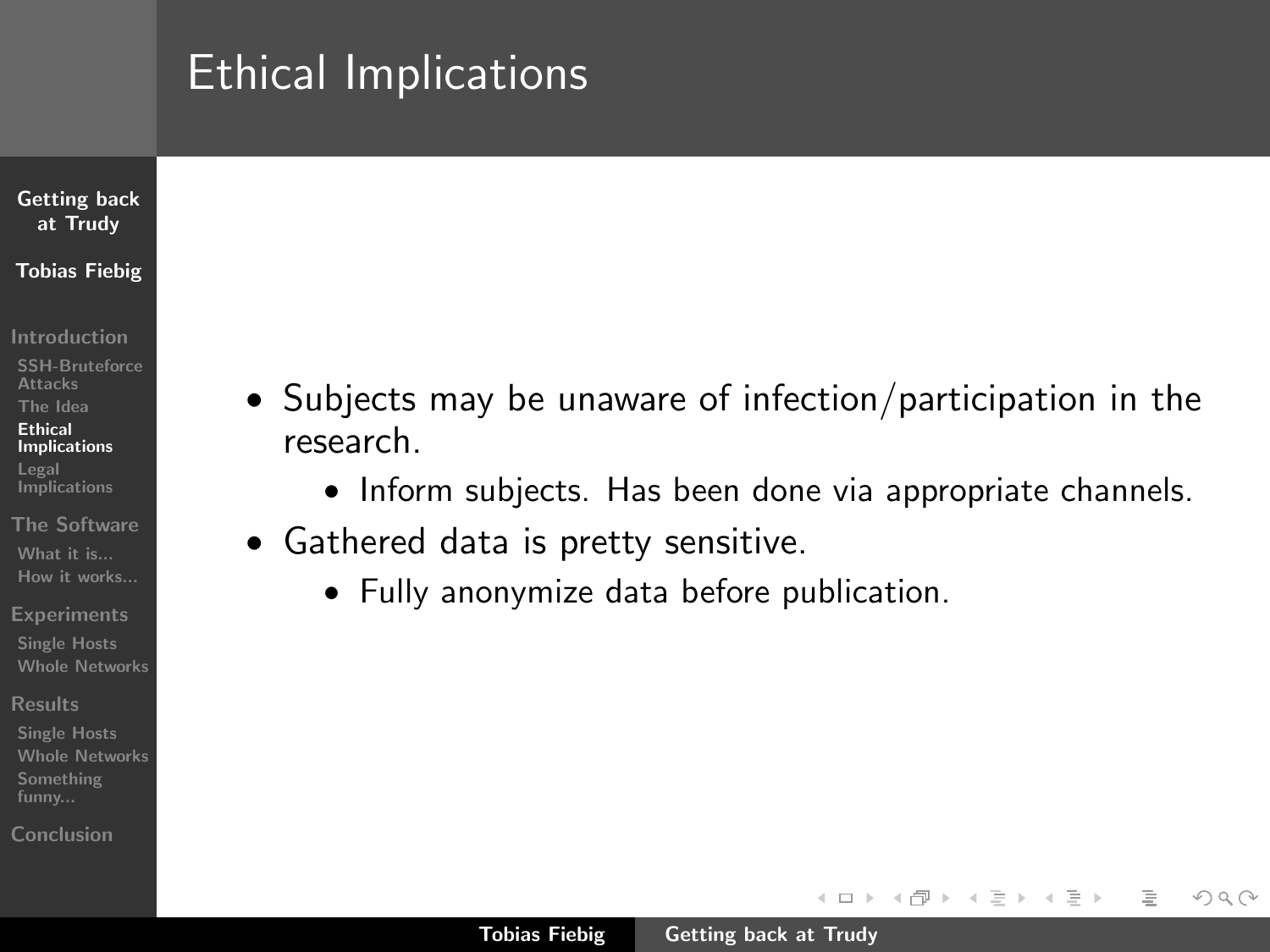# Ethical Implications

- Subjects may be unaware of infection/participation in the research.
  - Inform subjects. Has been done via appropriate channels.
- Gathered data is pretty sensitive.
  - Fully anonymize data before publication.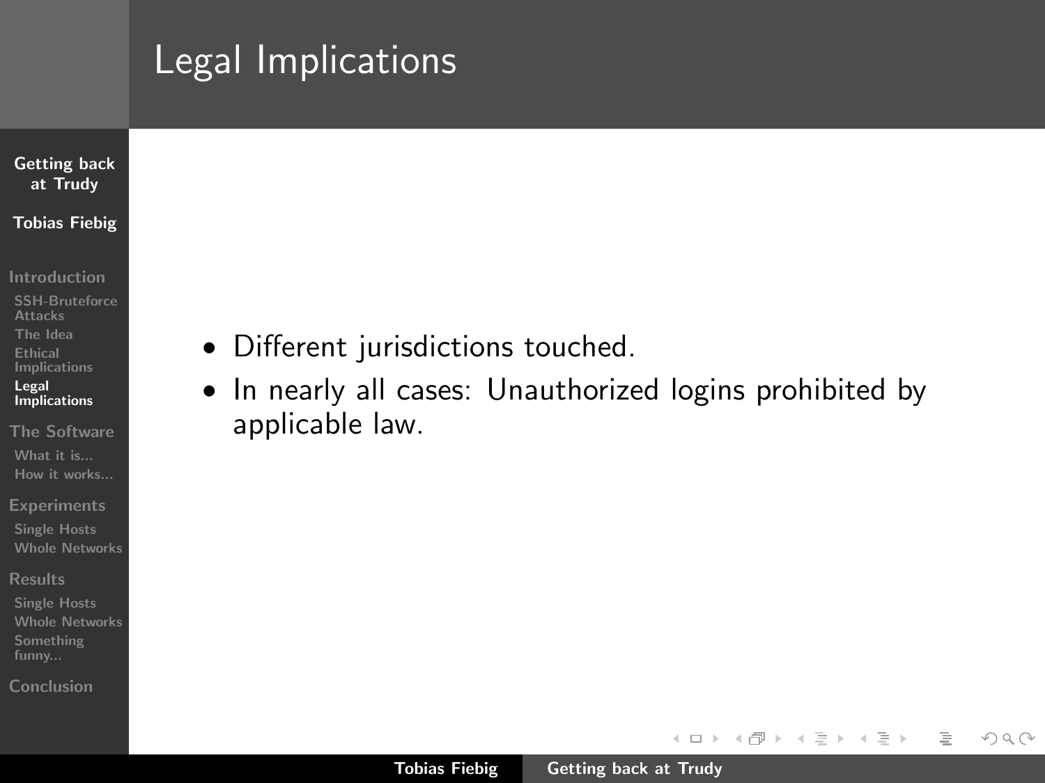# Legal Implications

- Different jurisdictions touched.
- In nearly all cases: Unauthorized logins prohibited by applicable law.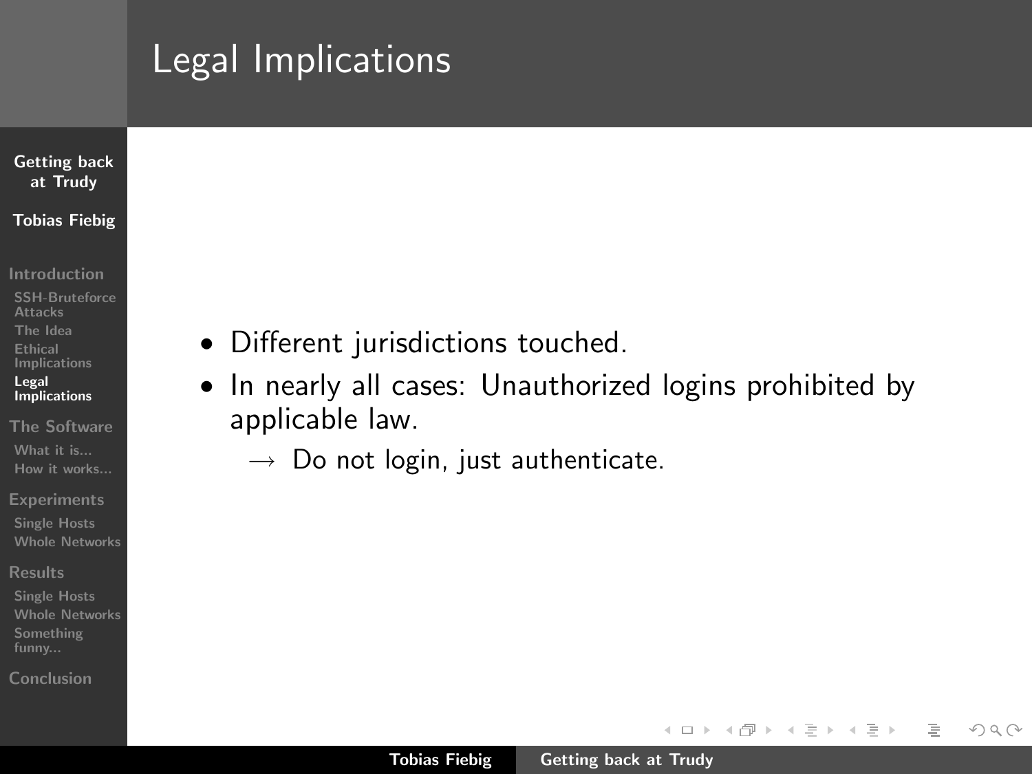# Legal Implications

- Different jurisdictions touched.
- In nearly all cases: Unauthorized logins prohibited by applicable law.
  - $\rightarrow$ Do not login, just authenticate.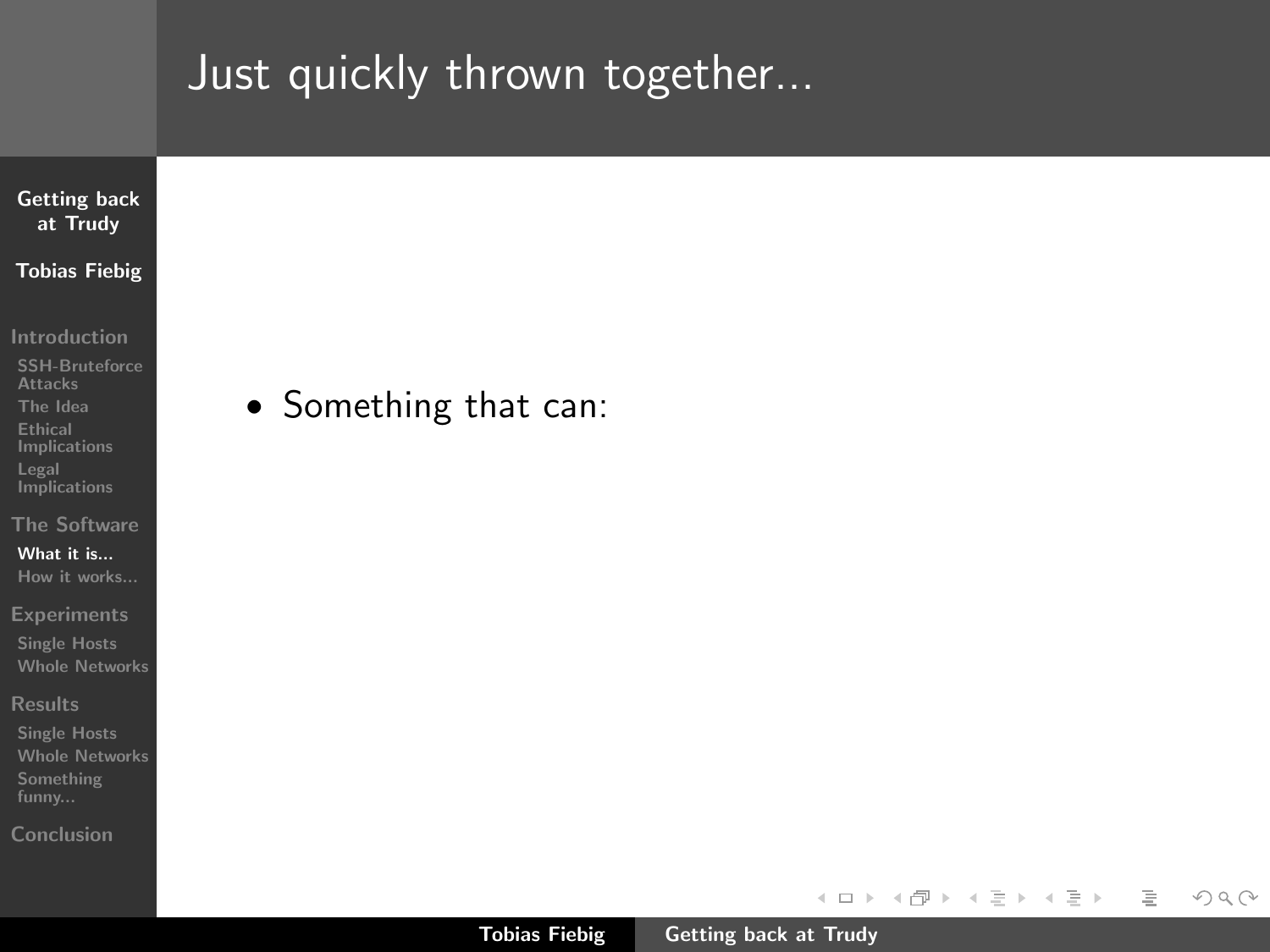# Just quickly thrown together...

- Something that can: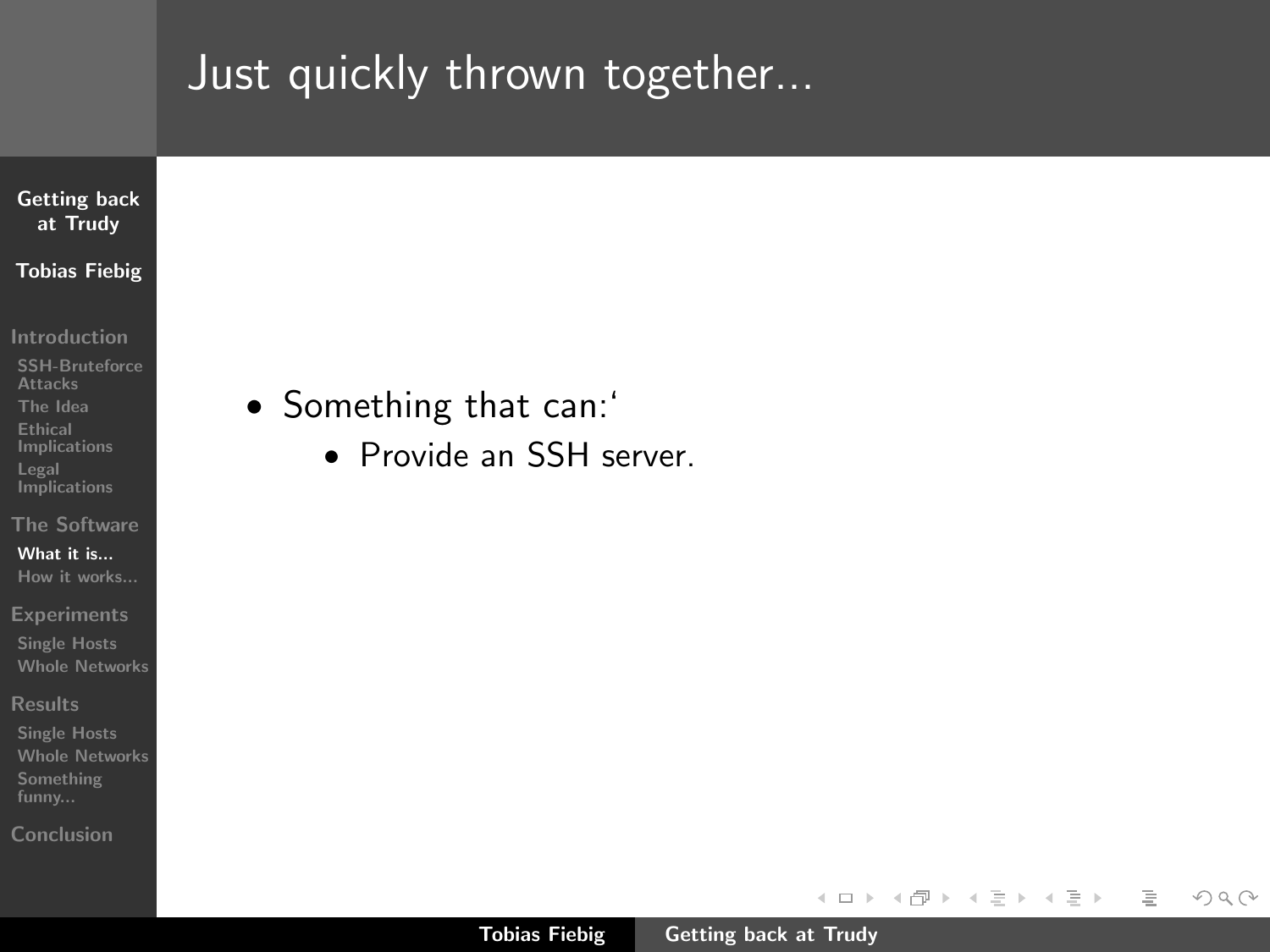# Just quickly thrown together...

- Something that can:‘
  - Provide an SSH server.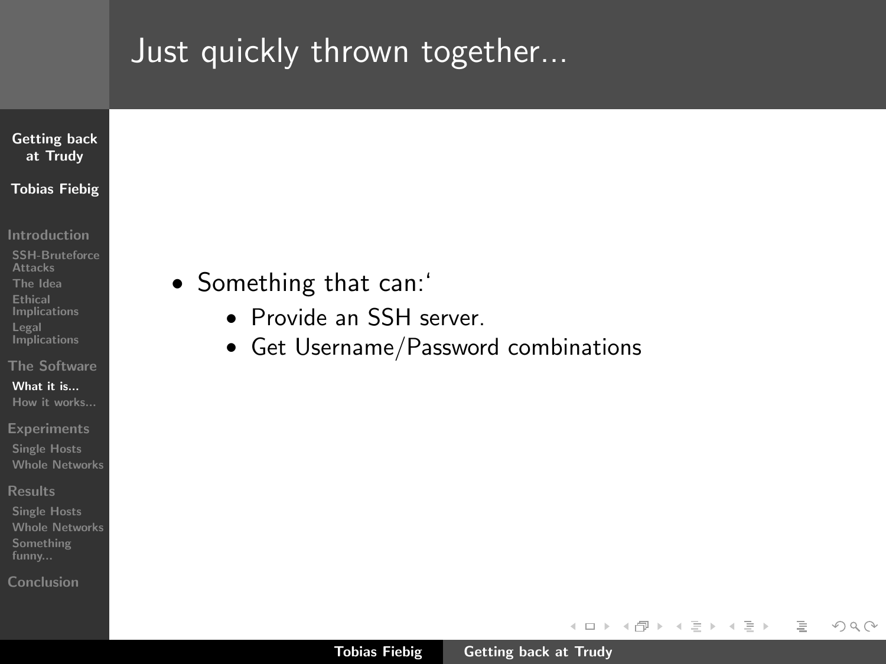# Just quickly thrown together...

- Something that can:‘
  - Provide an SSH server.
  - Get Username/Password combinations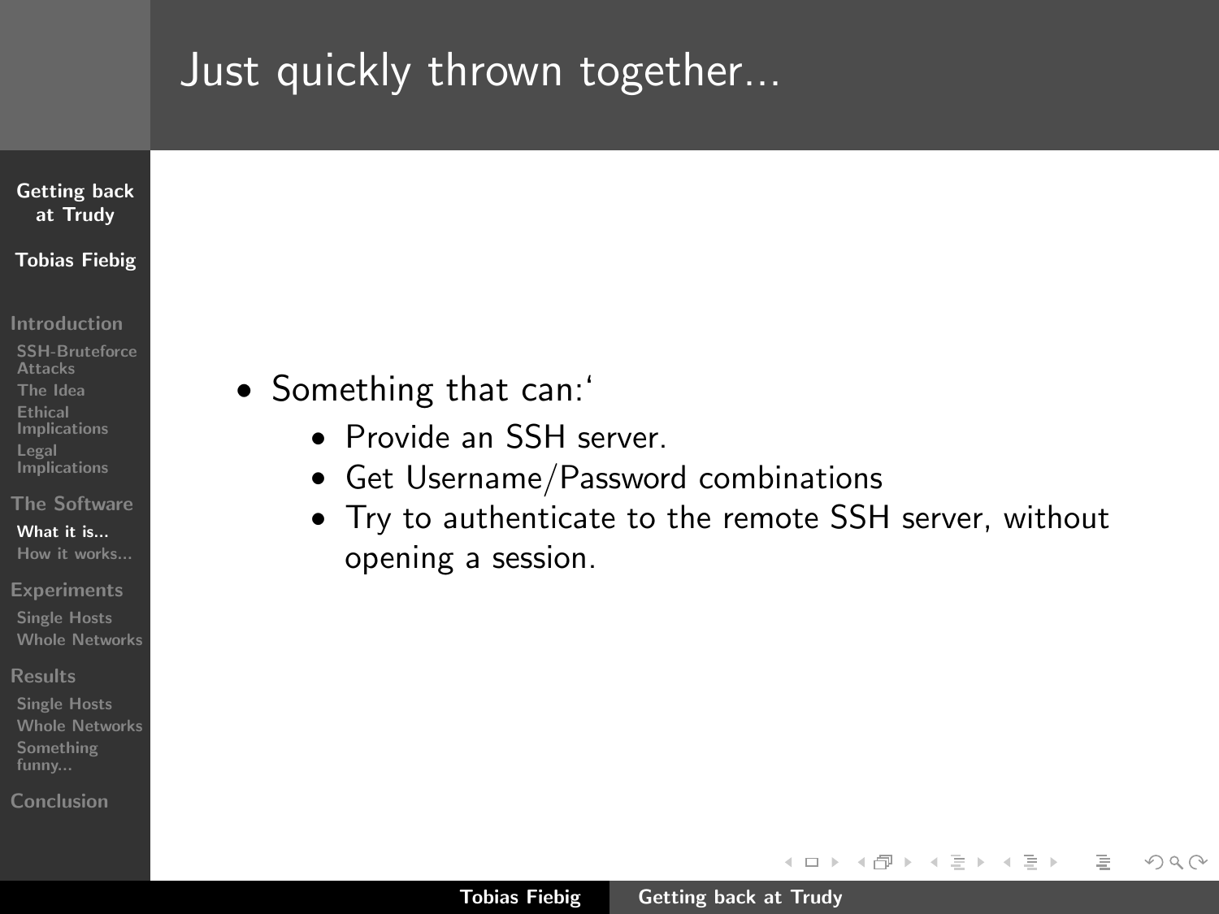# Just quickly thrown together...

- Something that can:‘
  - Provide an SSH server.
  - Get Username/Password combinations
  - Try to authenticate to the remote SSH server, without opening a session.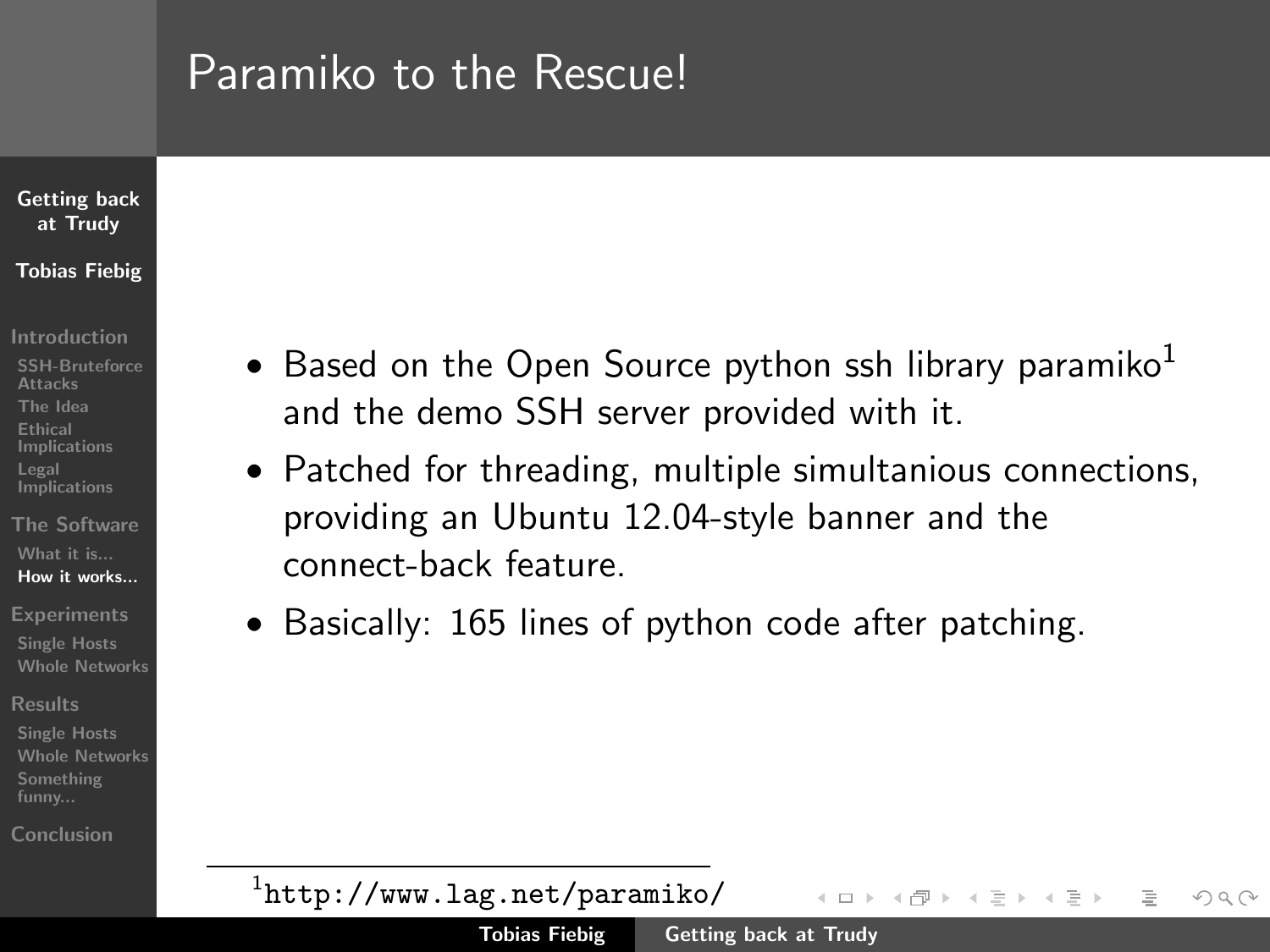# Paramiko to the Rescue!

- Based on the Open Source python ssh library paramiko[1] and the demo SSH server provided with it.
- Patched for threading, multiple simultanious connections, providing an Ubuntu 12.04-style banner and the connect-back feature.
- Basically: 165 lines of python code after patching.

[1] http://www.lag.net/paramiko/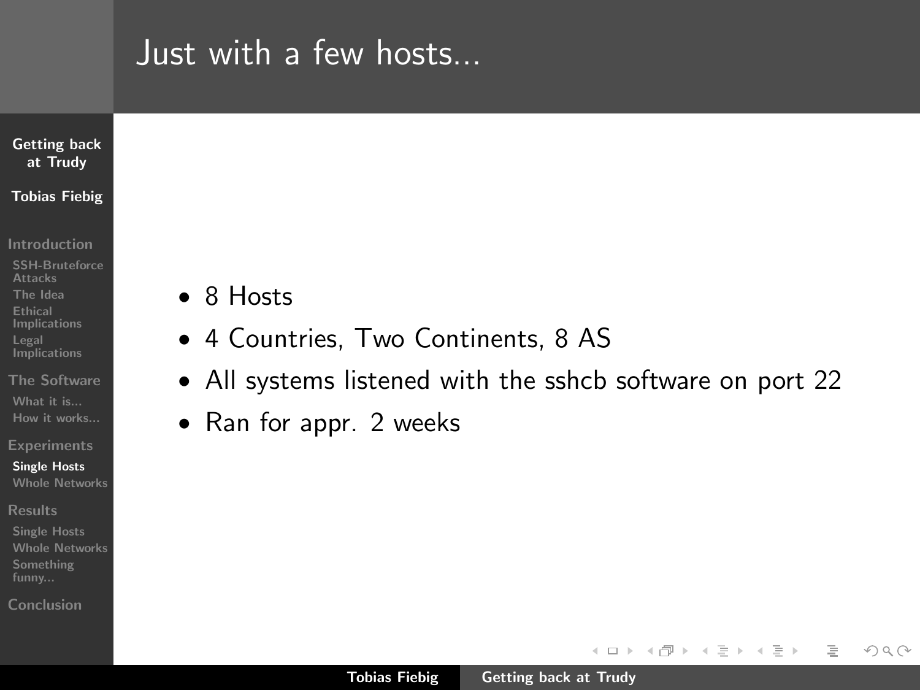# Just with a few hosts...

- 8 Hosts
- 4 Countries, Two Continents, 8 AS
- All systems listened with the sshcb software on port 22
- Ran for appr. 2 weeks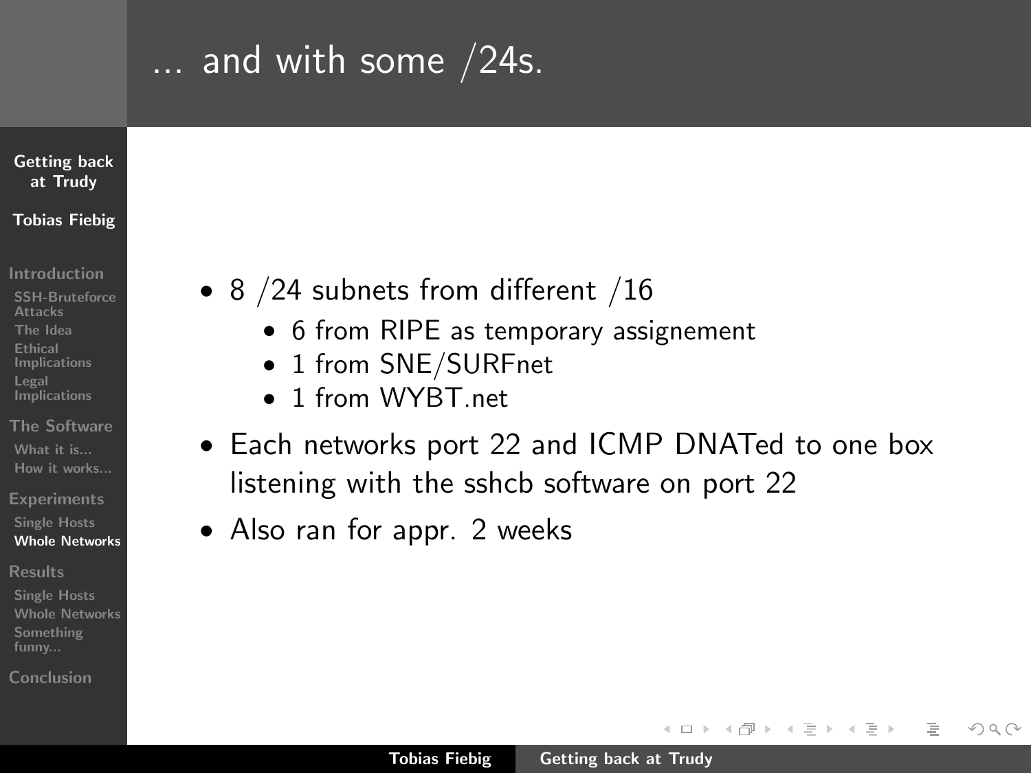# ... and with some /24s.

- 8 /24 subnets from different /16
  - 6 from RIPE as temporary assignement
  - 1 from SNE/SURFnet
  - 1 from WYBT.net
- Each networks port 22 and ICMP DNATed to one box listening with the sshcb software on port 22
- Also ran for appr. 2 weeks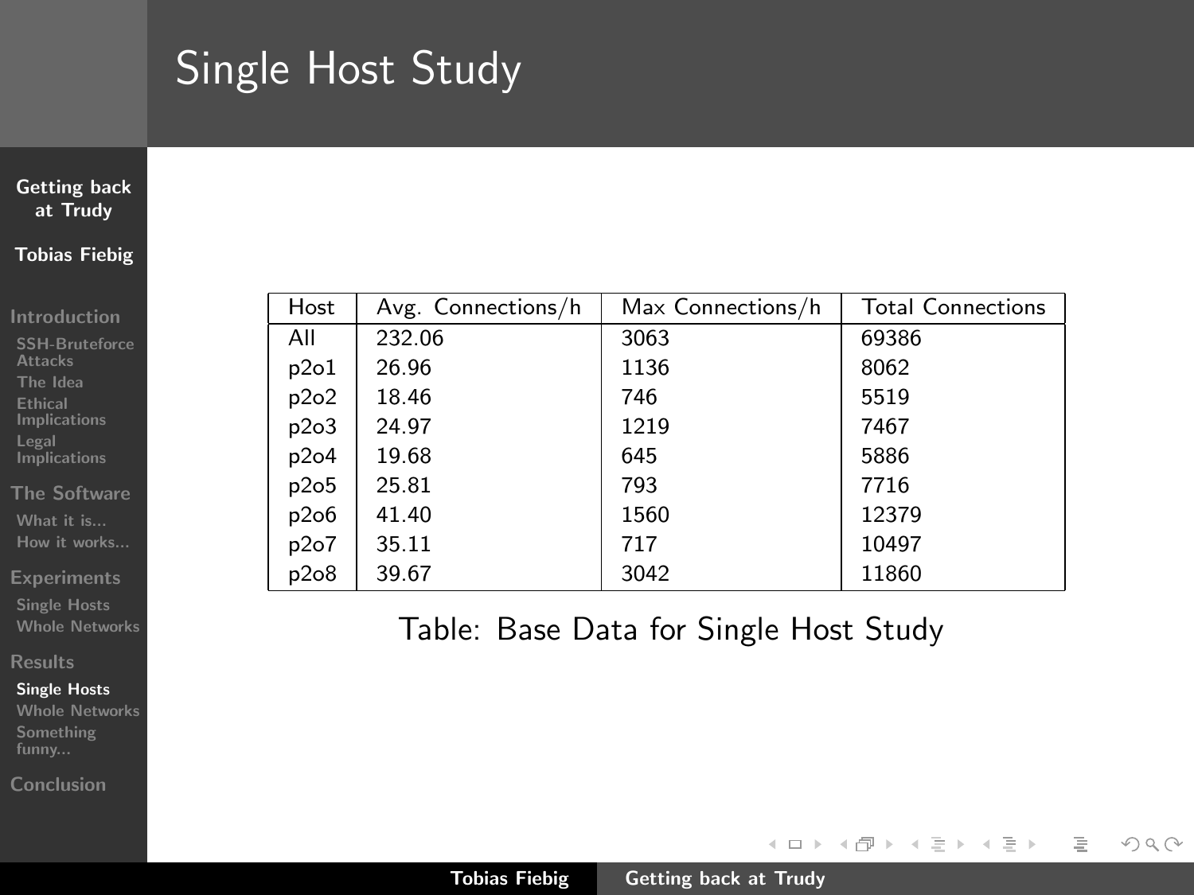# Single Host Study

| Host | Avg. Connections/h | Max Connections/h | Total Connections |
|---|---|---|---|
| All | 232.06 | 3063 | 69386 |
| p2o1 | 26.96 | 1136 | 8062 |
| p2o2 | 18.46 | 746 | 5519 |
| p2o3 | 24.97 | 1219 | 7467 |
| p2o4 | 19.68 | 645 | 5886 |
| p2o5 | 25.81 | 793 | 7716 |
| p2o6 | 41.40 | 1560 | 12379 |
| p2o7 | 35.11 | 717 | 10497 |
| p2o8 | 39.67 | 3042 | 11860 |

Table: Base Data for Single Host Study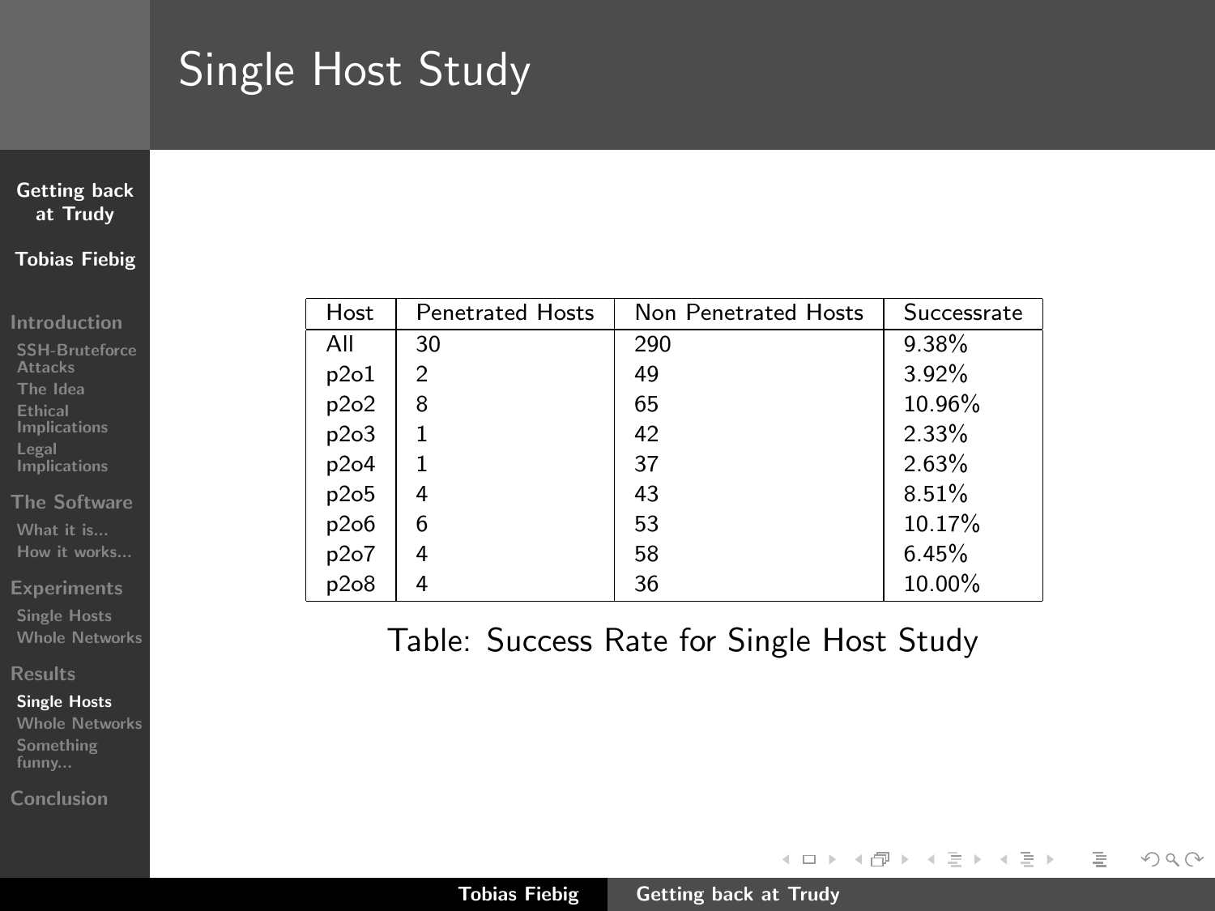# Single Host Study

| Host | Penetrated Hosts | Non Penetrated Hosts | Successrate |
|---|---|---|---|
| All | 30 | 290 | 9.38% |
| p2o1 | 2 | 49 | 3.92% |
| p2o2 | 8 | 65 | 10.96% |
| p2o3 | 1 | 42 | 2.33% |
| p2o4 | 1 | 37 | 2.63% |
| p2o5 | 4 | 43 | 8.51% |
| p2o6 | 6 | 53 | 10.17% |
| p2o7 | 4 | 58 | 6.45% |
| p2o8 | 4 | 36 | 10.00% |

Table: Success Rate for Single Host Study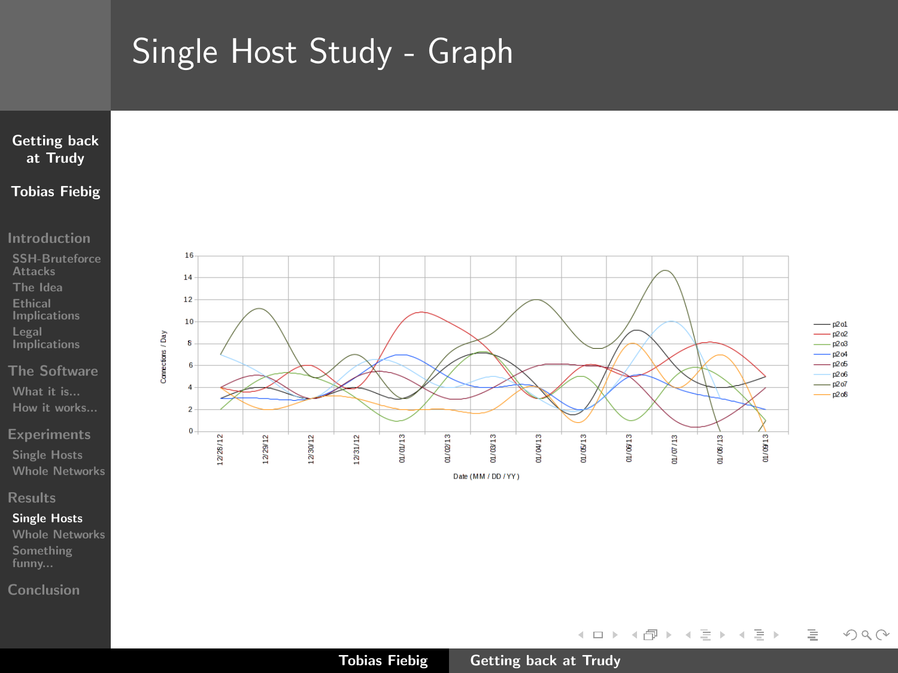# Single Host Study - Graph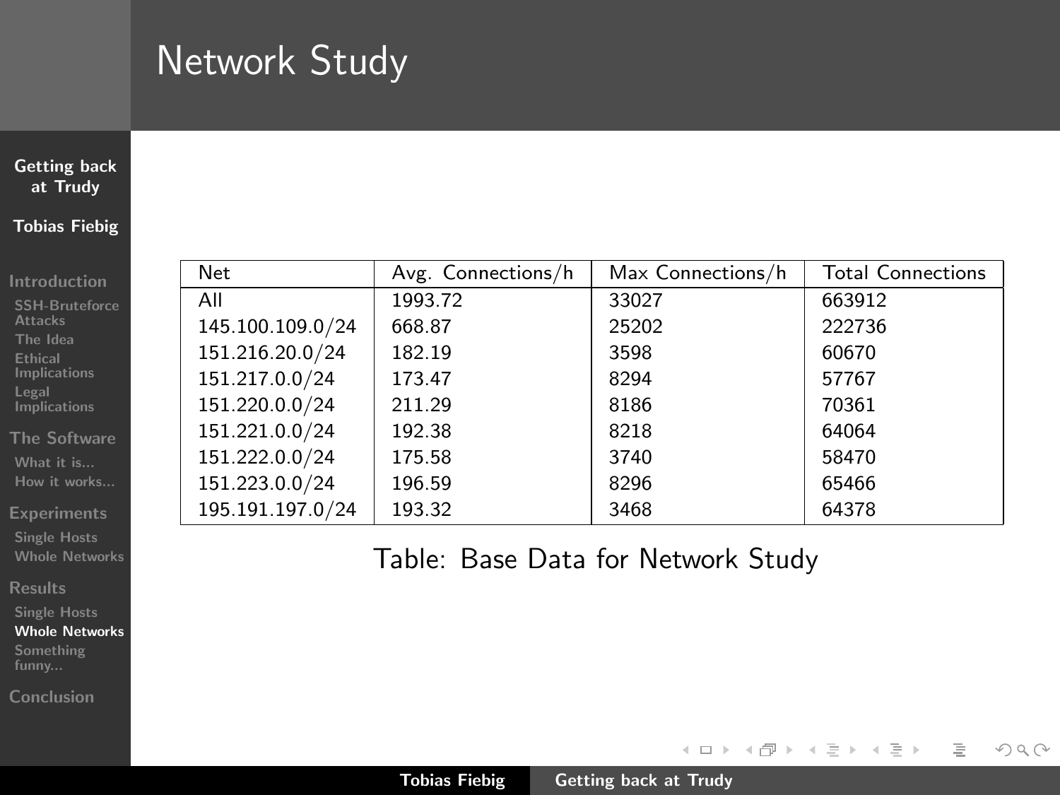# Network Study

| Net | Avg. Connections/h | Max Connections/h | Total Connections |
|---|---|---|---|
| All | 1993.72 | 33027 | 663912 |
| 145.100.109.0/24 | 668.87 | 25202 | 222736 |
| 151.216.20.0/24 | 182.19 | 3598 | 60670 |
| 151.217.0.0/24 | 173.47 | 8294 | 57767 |
| 151.220.0.0/24 | 211.29 | 8186 | 70361 |
| 151.221.0.0/24 | 192.38 | 8218 | 64064 |
| 151.222.0.0/24 | 175.58 | 3740 | 58470 |
| 151.223.0.0/24 | 196.59 | 8296 | 65466 |
| 195.191.197.0/24 | 193.32 | 3468 | 64378 |

Table: Base Data for Network Study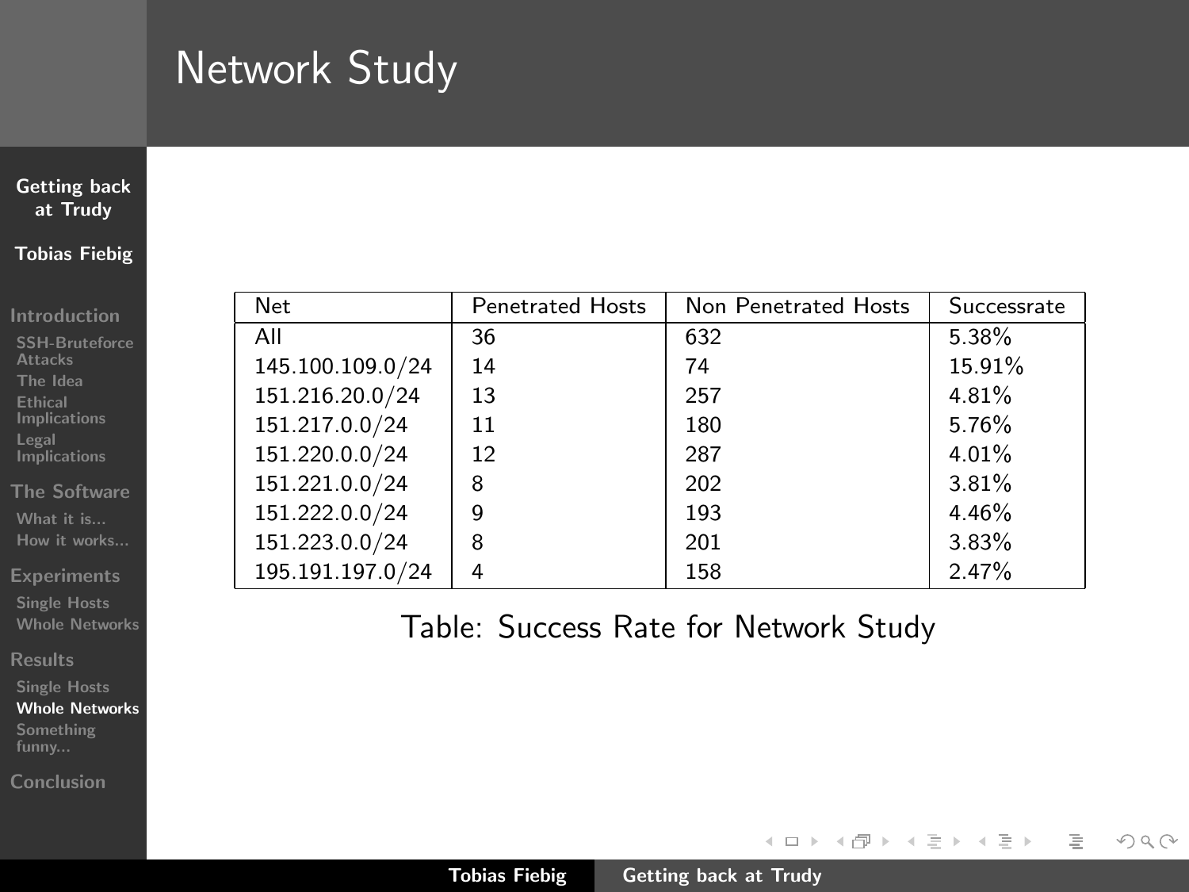# Network Study

| Net | Penetrated Hosts | Non Penetrated Hosts | Successrate |
|---|---|---|---|
| All | 36 | 632 | 5.38% |
| 145.100.109.0/24 | 14 | 74 | 15.91% |
| 151.216.20.0/24 | 13 | 257 | 4.81% |
| 151.217.0.0/24 | 11 | 180 | 5.76% |
| 151.220.0.0/24 | 12 | 287 | 4.01% |
| 151.221.0.0/24 | 8 | 202 | 3.81% |
| 151.222.0.0/24 | 9 | 193 | 4.46% |
| 151.223.0.0/24 | 8 | 201 | 3.83% |
| 195.191.197.0/24 | 4 | 158 | 2.47% |

Table: Success Rate for Network Study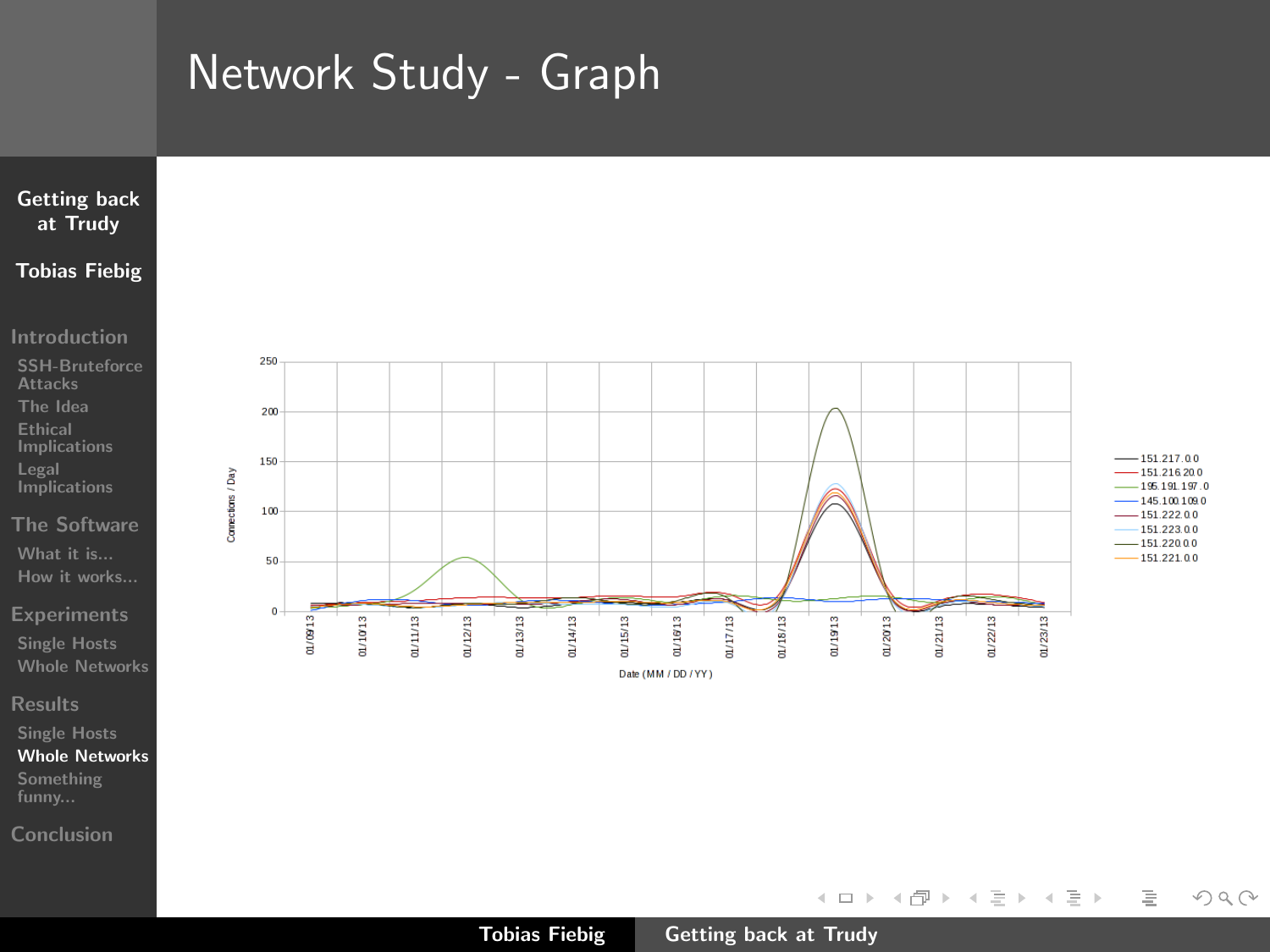# Network Study - Graph

Connections / Day

Date (MM / DD / YY)

- 151.217.0.0
- 151.216.20.0
- 195.191.197.0
- 145.100.109.0
- 151.222.0.0
- 151.223.0.0
- 151.220.0.0
- 151.221.0.0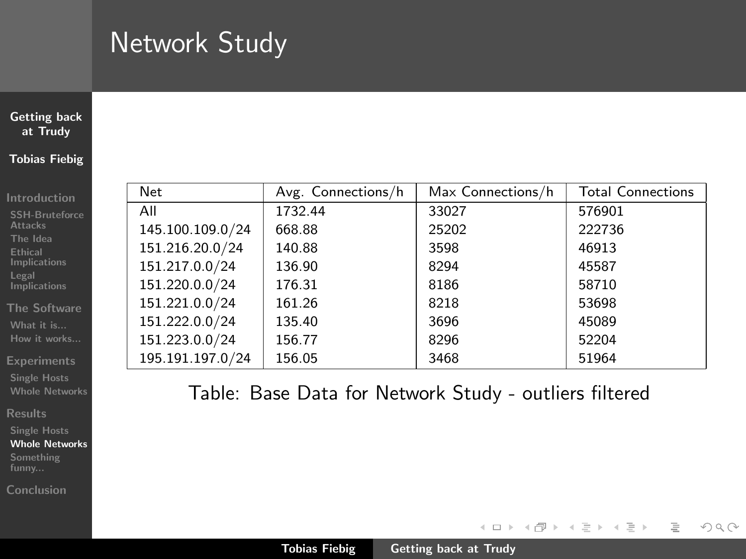# Network Study

| Net | Avg. Connections/h | Max Connections/h | Total Connections |
|---|---|---|---|
| All | 1732.44 | 33027 | 576901 |
| 145.100.109.0/24 | 668.88 | 25202 | 222736 |
| 151.216.20.0/24 | 140.88 | 3598 | 46913 |
| 151.217.0.0/24 | 136.90 | 8294 | 45587 |
| 151.220.0.0/24 | 176.31 | 8186 | 58710 |
| 151.221.0.0/24 | 161.26 | 8218 | 53698 |
| 151.222.0.0/24 | 135.40 | 3696 | 45089 |
| 151.223.0.0/24 | 156.77 | 8296 | 52204 |
| 195.191.197.0/24 | 156.05 | 3468 | 51964 |

Table: Base Data for Network Study - outliers filtered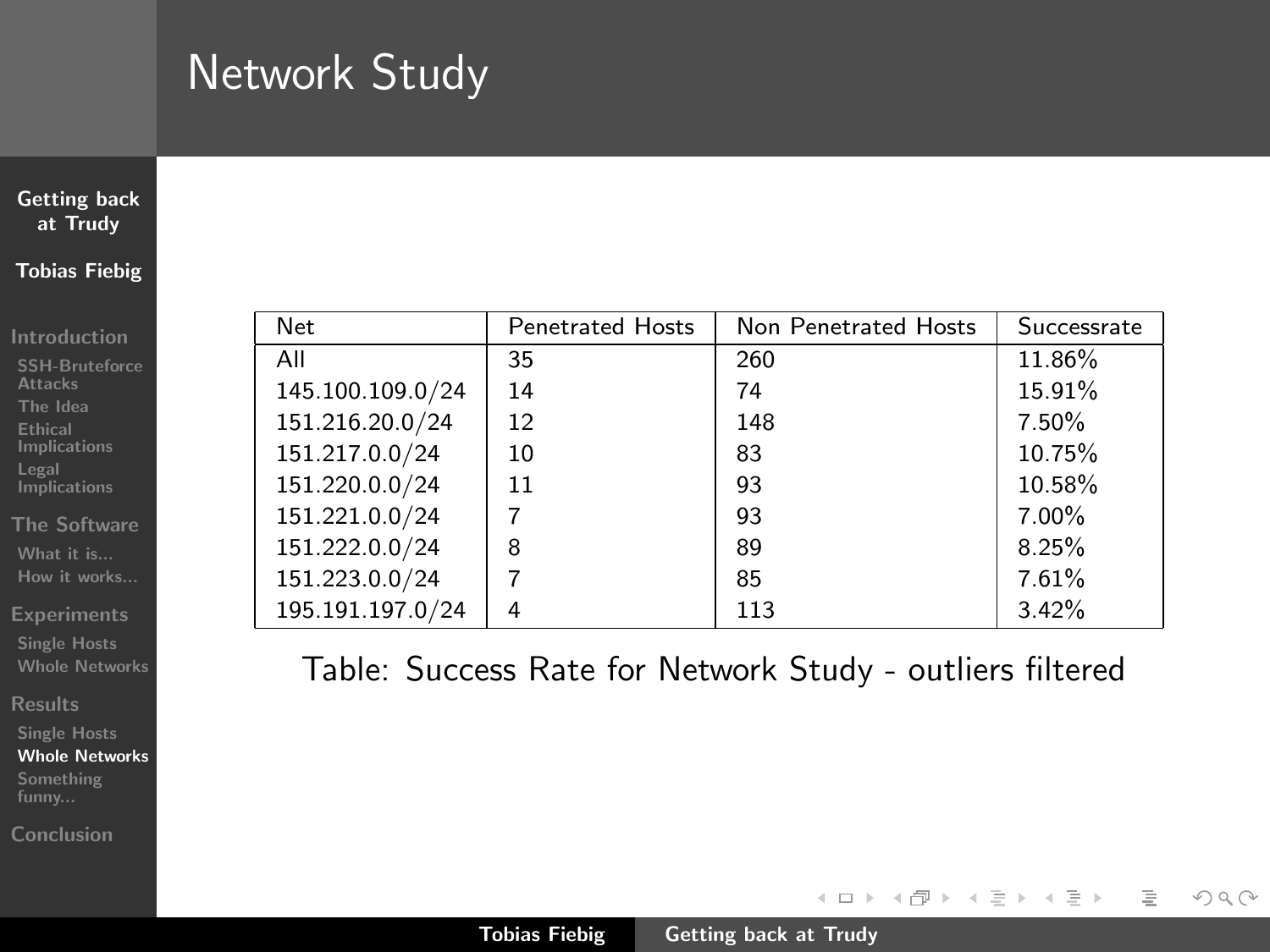# Network Study

| Net | Penetrated Hosts | Non Penetrated Hosts | Successrate |
|---|---|---|---|
| All | 35 | 260 | 11.86% |
| 145.100.109.0/24 | 14 | 74 | 15.91% |
| 151.216.20.0/24 | 12 | 148 | 7.50% |
| 151.217.0.0/24 | 10 | 83 | 10.75% |
| 151.220.0.0/24 | 11 | 93 | 10.58% |
| 151.221.0.0/24 | 7 | 93 | 7.00% |
| 151.222.0.0/24 | 8 | 89 | 8.25% |
| 151.223.0.0/24 | 7 | 85 | 7.61% |
| 195.191.197.0/24 | 4 | 113 | 3.42% |

Table: Success Rate for Network Study - outliers filtered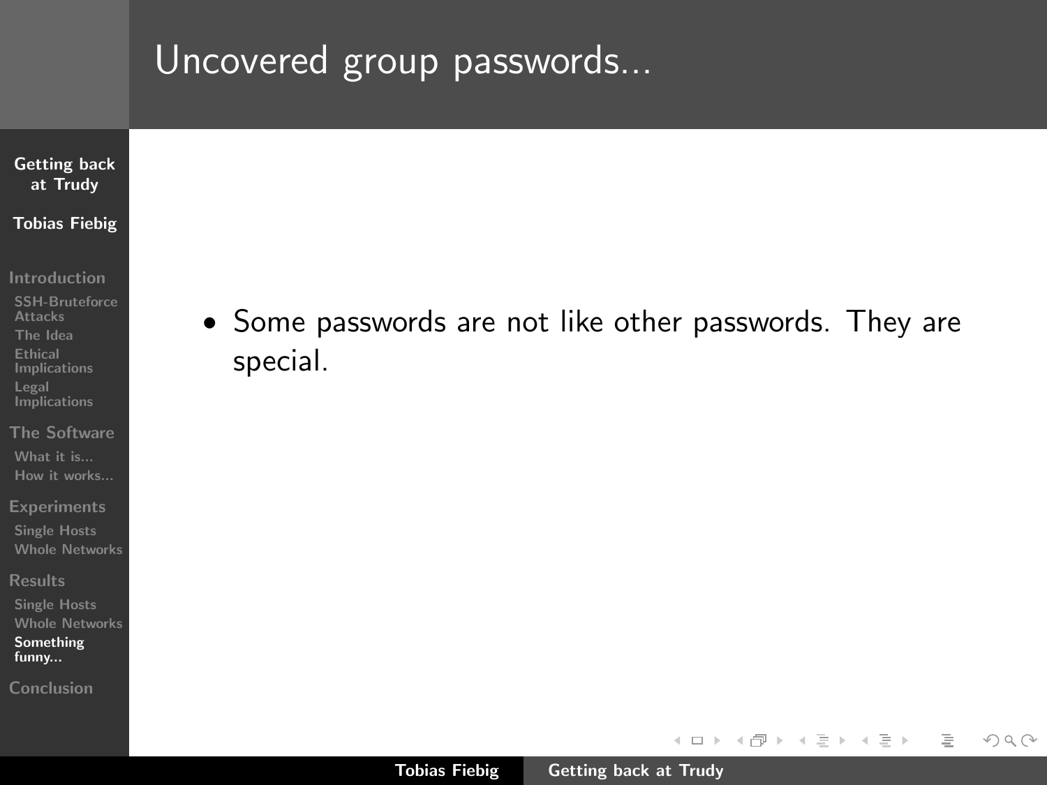# Uncovered group passwords...

- Some passwords are not like other passwords. They are special.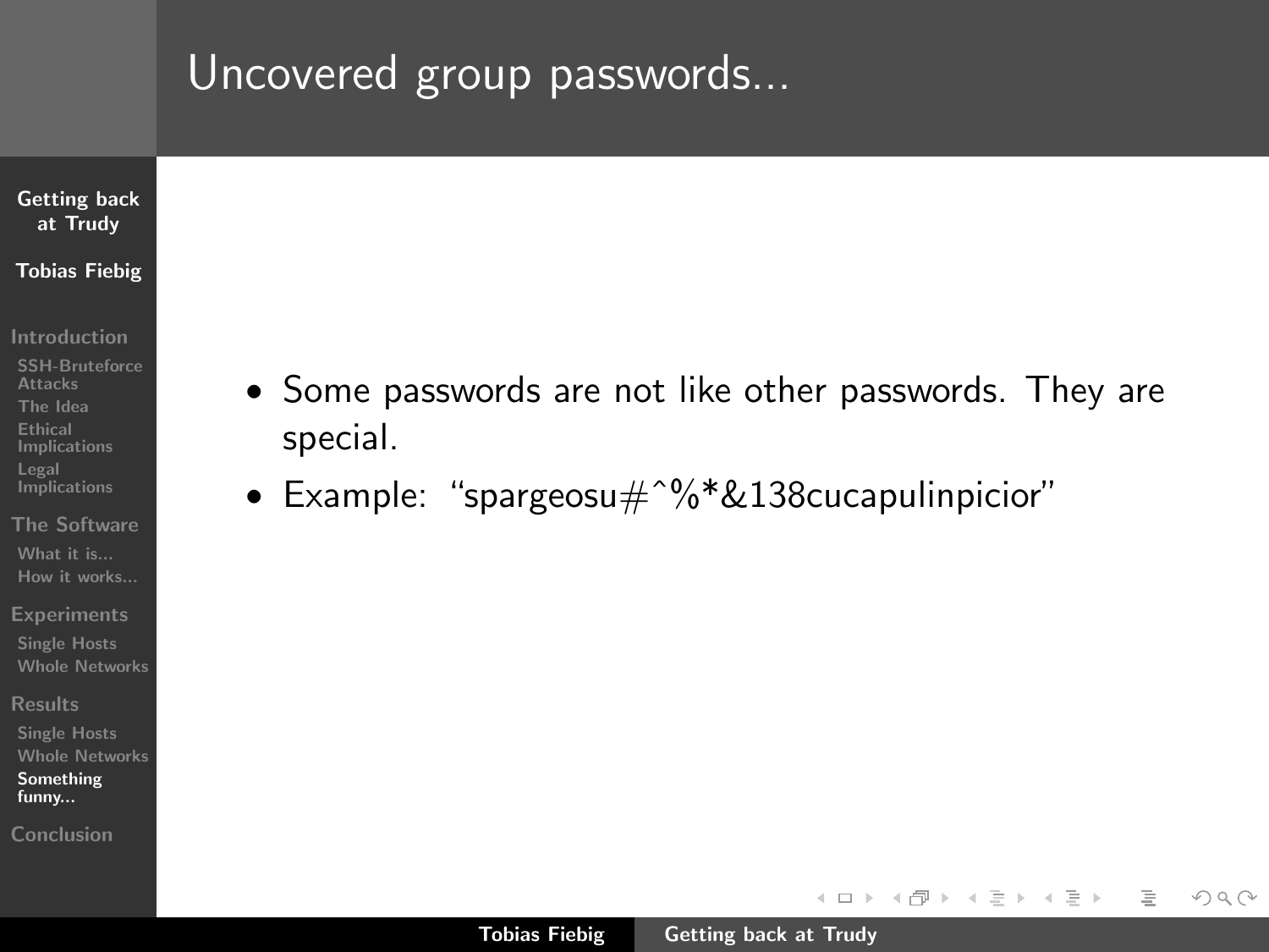# Uncovered group passwords...

- Some passwords are not like other passwords. They are special.
- Example: “spargeosu#^%*&138cucapulinpicior”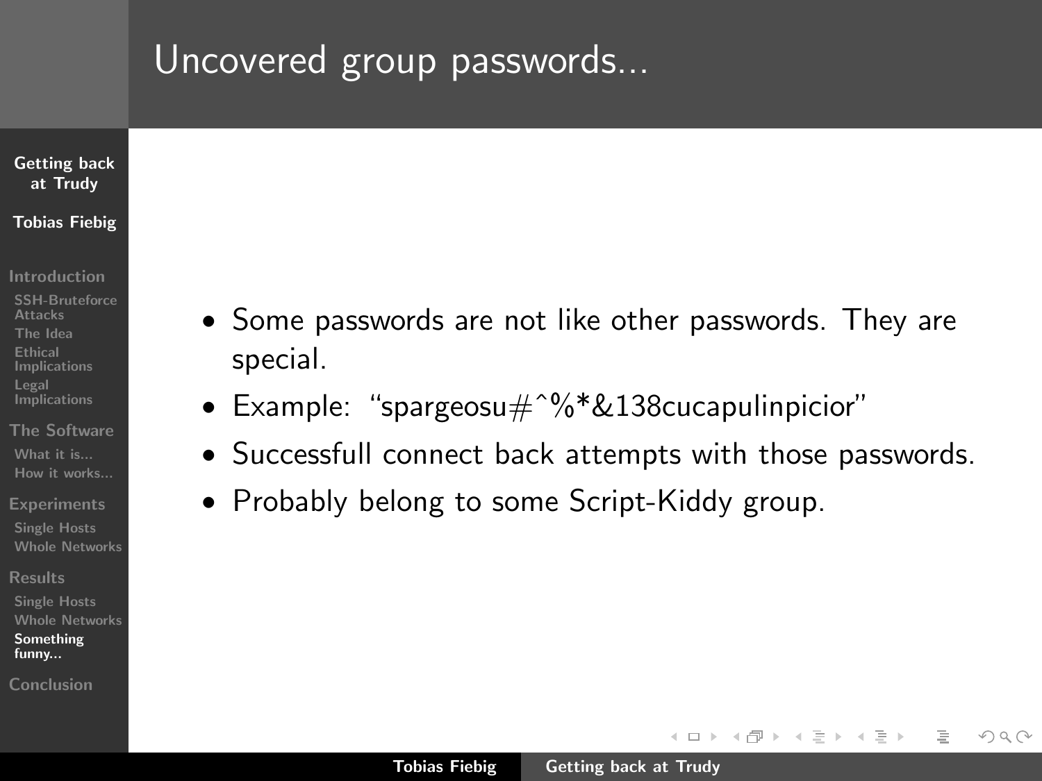# Uncovered group passwords...

- Some passwords are not like other passwords. They are special.
- Example: “spargeosu#^%*&138cucapulinpicior”
- Successfull connect back attempts with those passwords.
- Probably belong to some Script-Kiddy group.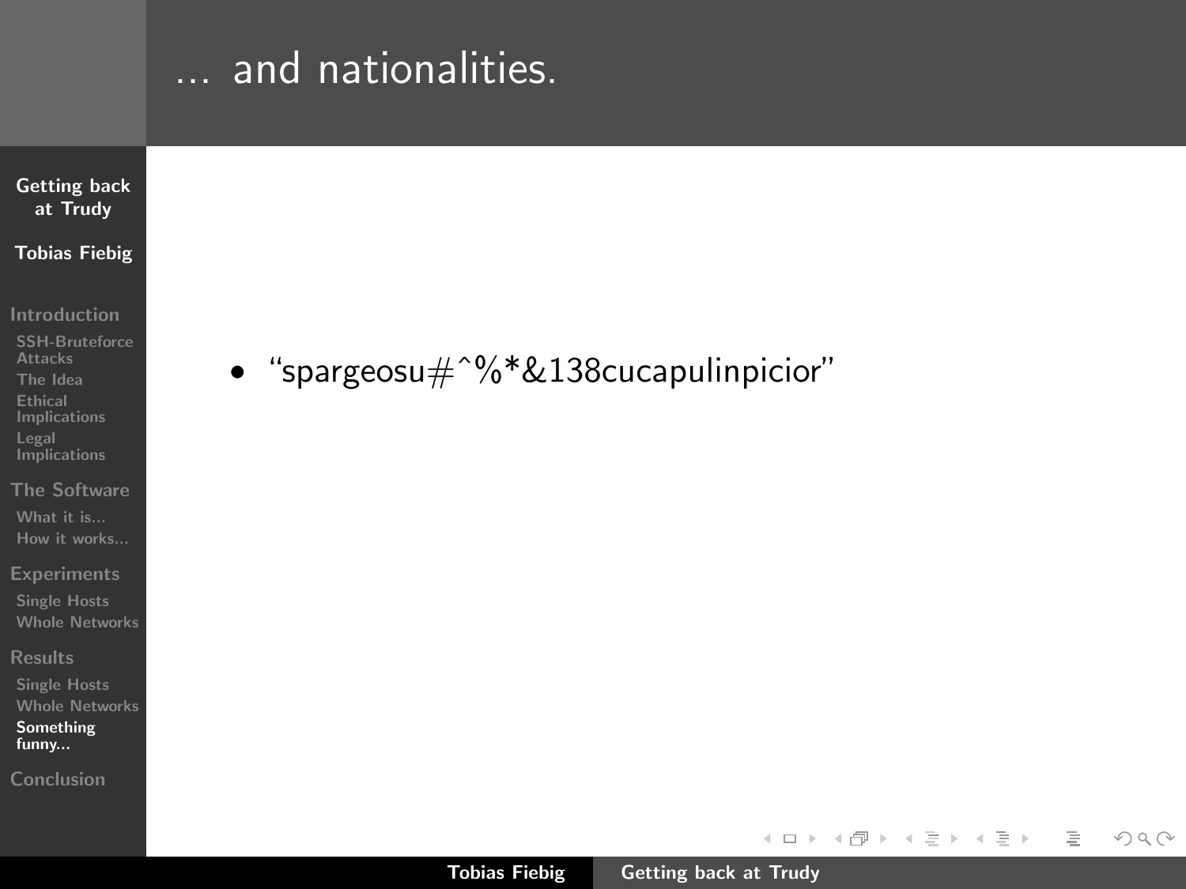# … and nationalities.

- "spargeosu#^%*&138cucapulinpicior"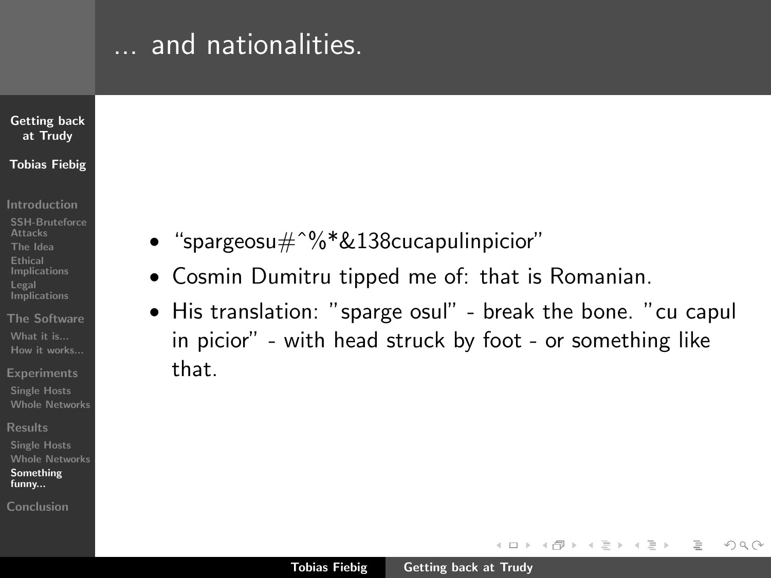# … and nationalities.

- “spargeosu#ˆ%*&138cucapulinpicior”
- Cosmin Dumitru tipped me of: that is Romanian.
- His translation: ”sparge osul” - break the bone. ”cu capul in picior” - with head struck by foot - or something like that.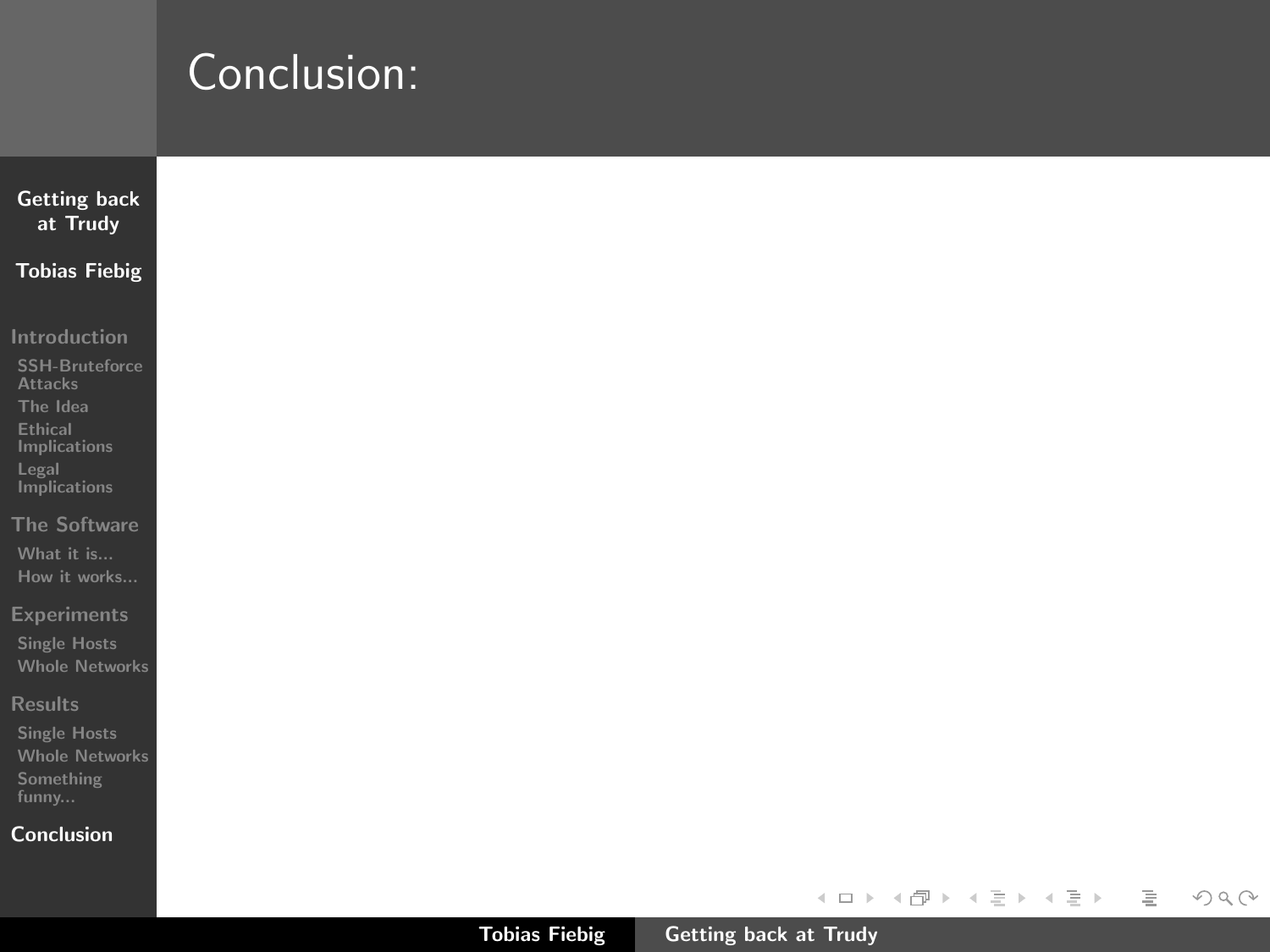# Conclusion: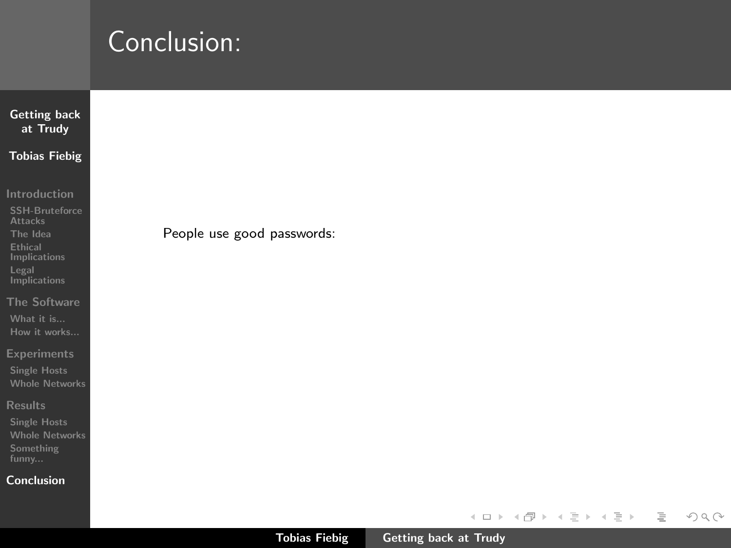# Conclusion:

People use good passwords: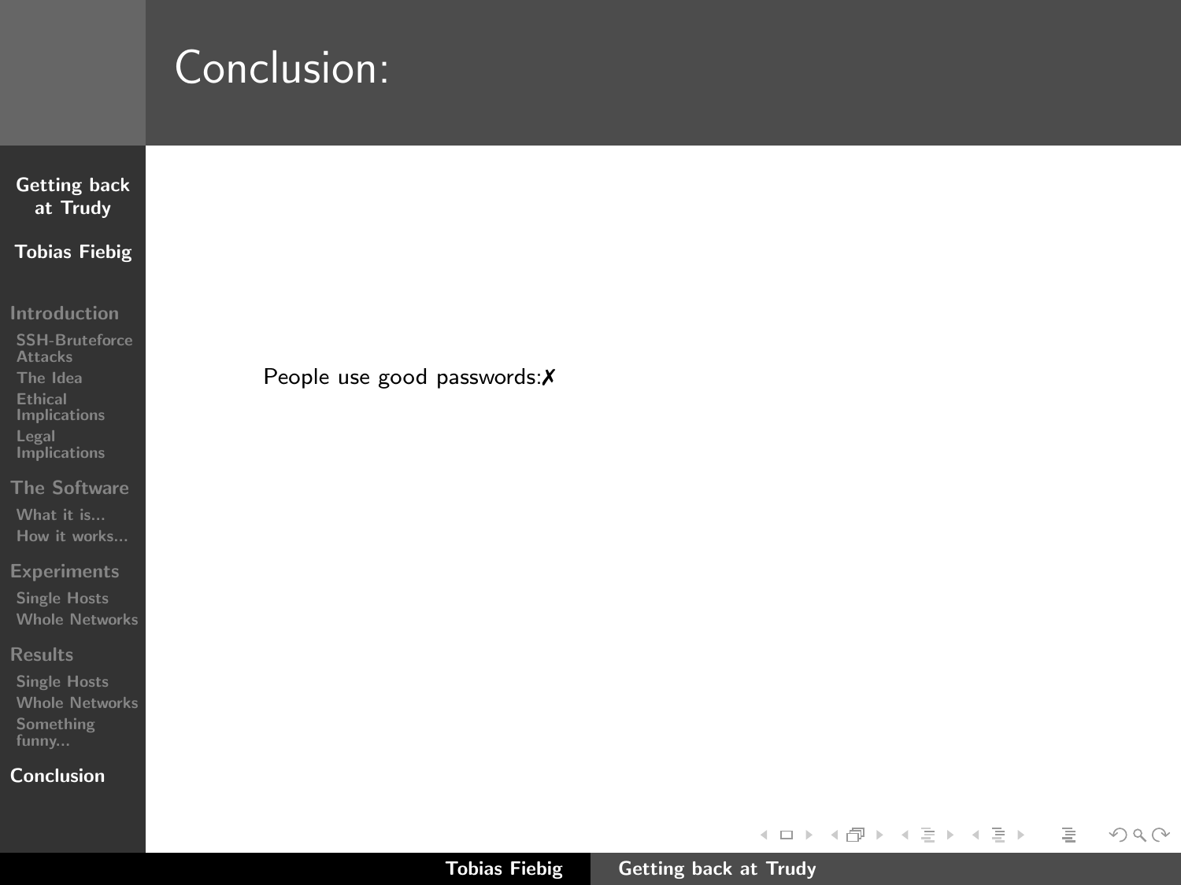# Conclusion:

People use good passwords:✗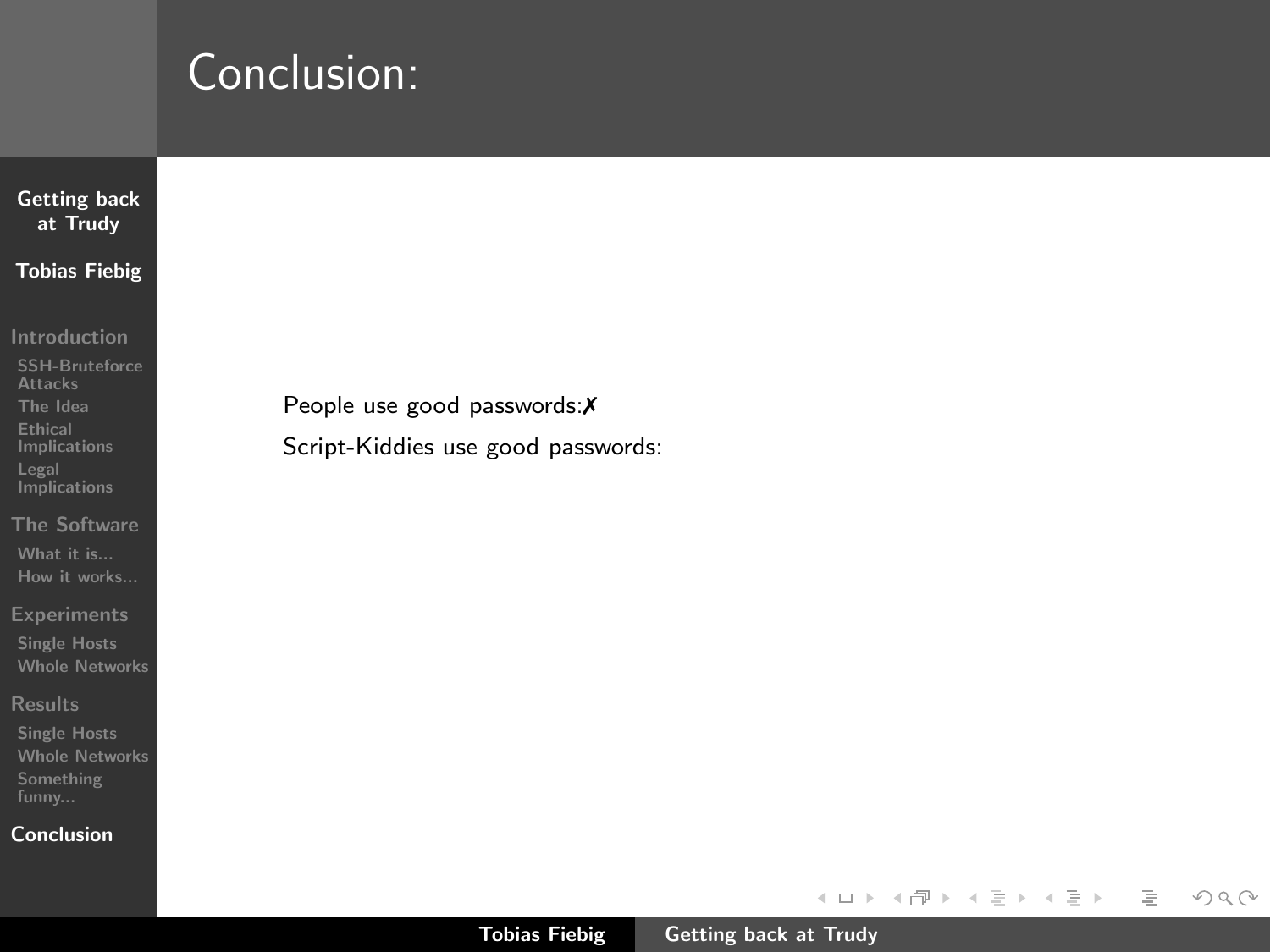# Conclusion:

People use good passwords:✗

Script-Kiddies use good passwords: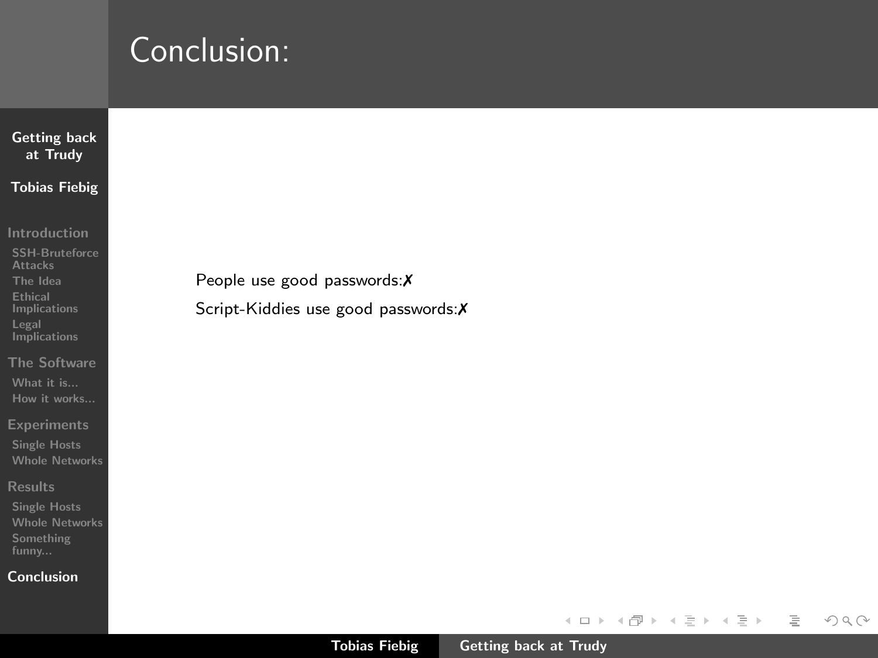# Conclusion:

People use good passwords:✗

Script-Kiddies use good passwords:✗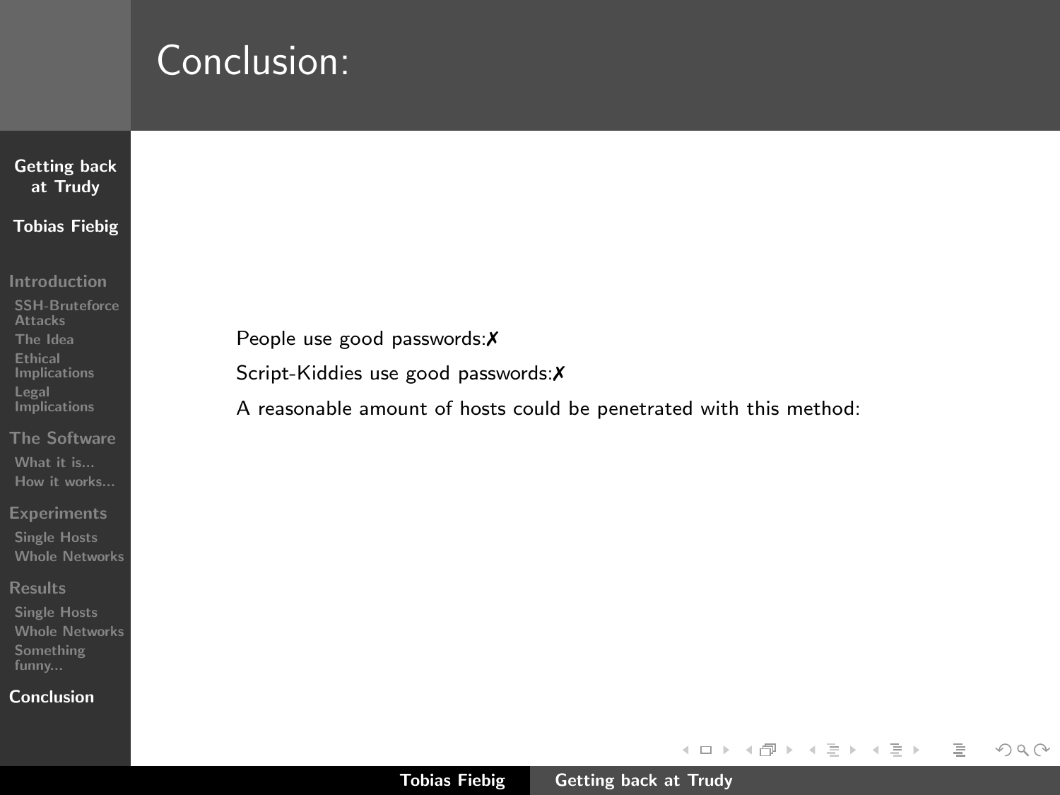# Conclusion:

People use good passwords:✗

Script-Kiddies use good passwords:✗

A reasonable amount of hosts could be penetrated with this method: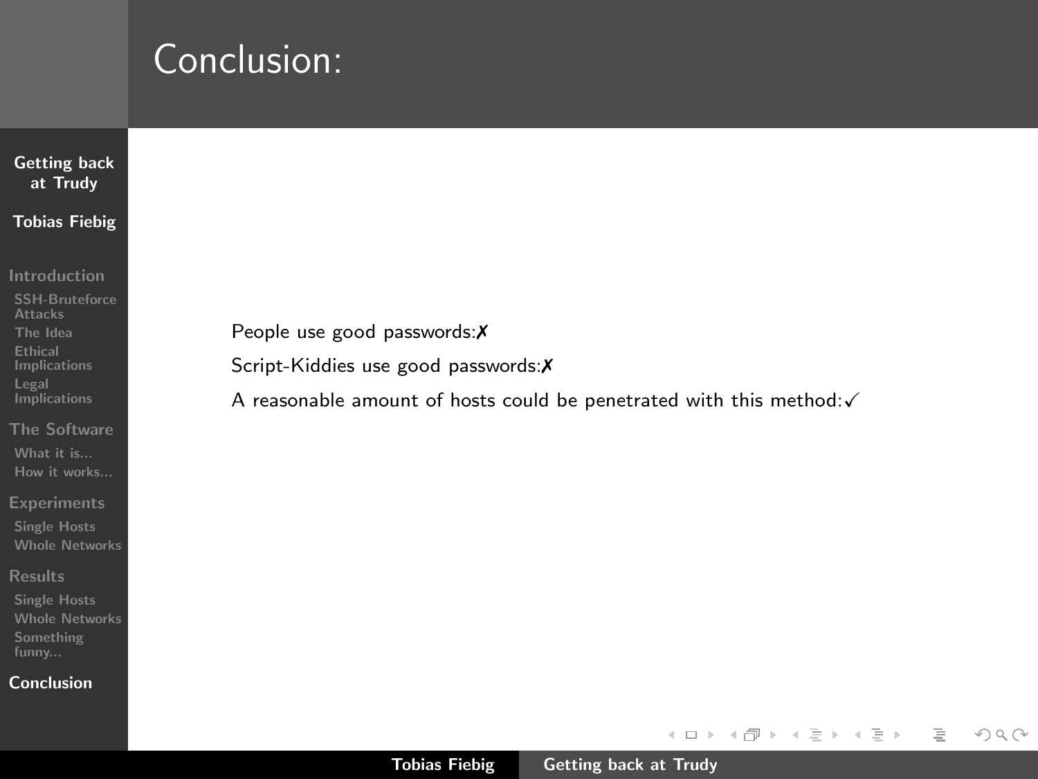# Conclusion:

People use good passwords:✗

Script-Kiddies use good passwords:✗

A reasonable amount of hosts could be penetrated with this method:✓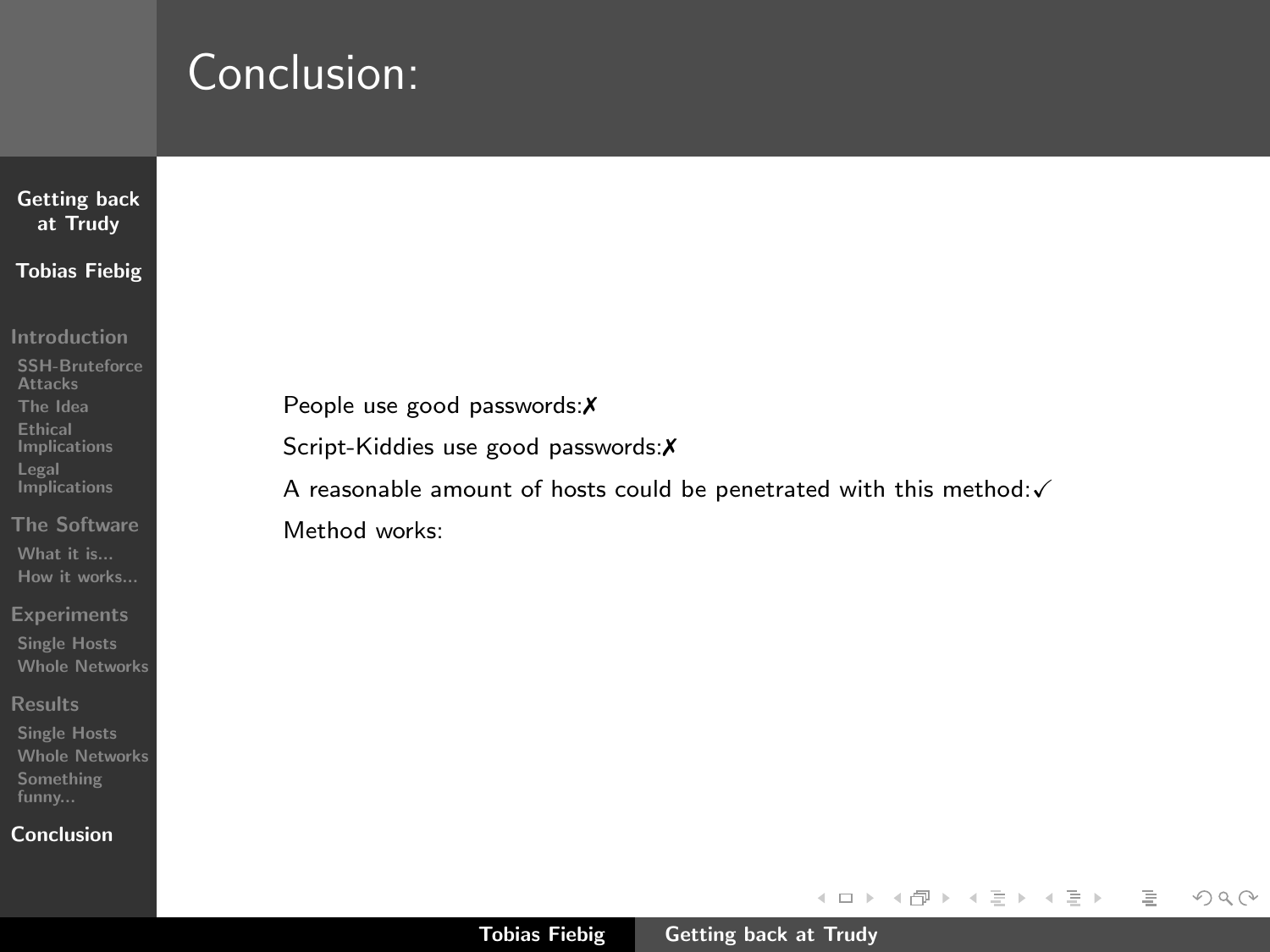# Conclusion:

People use good passwords:✗

Script-Kiddies use good passwords:✗

A reasonable amount of hosts could be penetrated with this method:✓

Method works: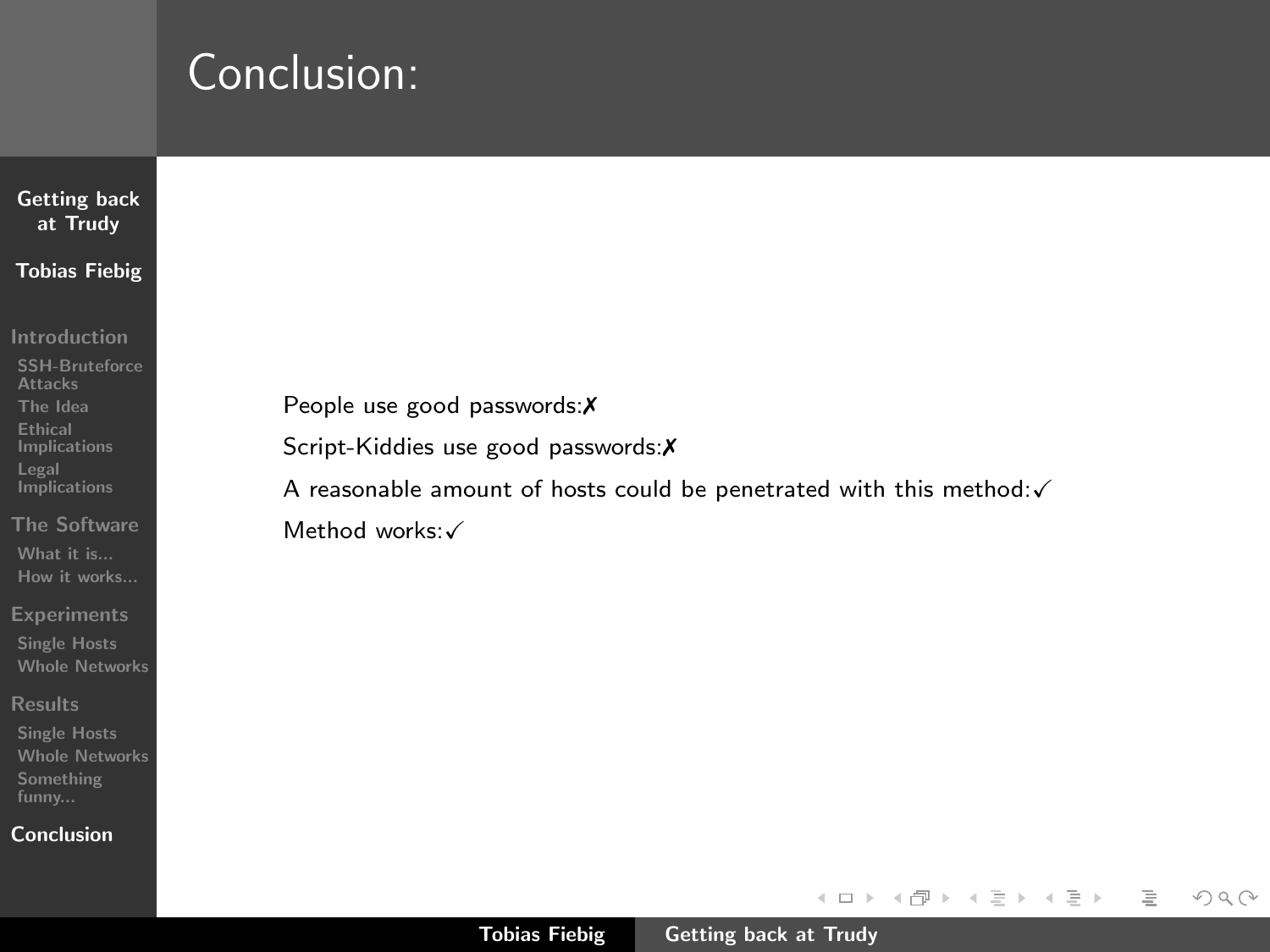# Conclusion:

People use good passwords:✗

Script-Kiddies use good passwords:✗

A reasonable amount of hosts could be penetrated with this method:✓

Method works:✓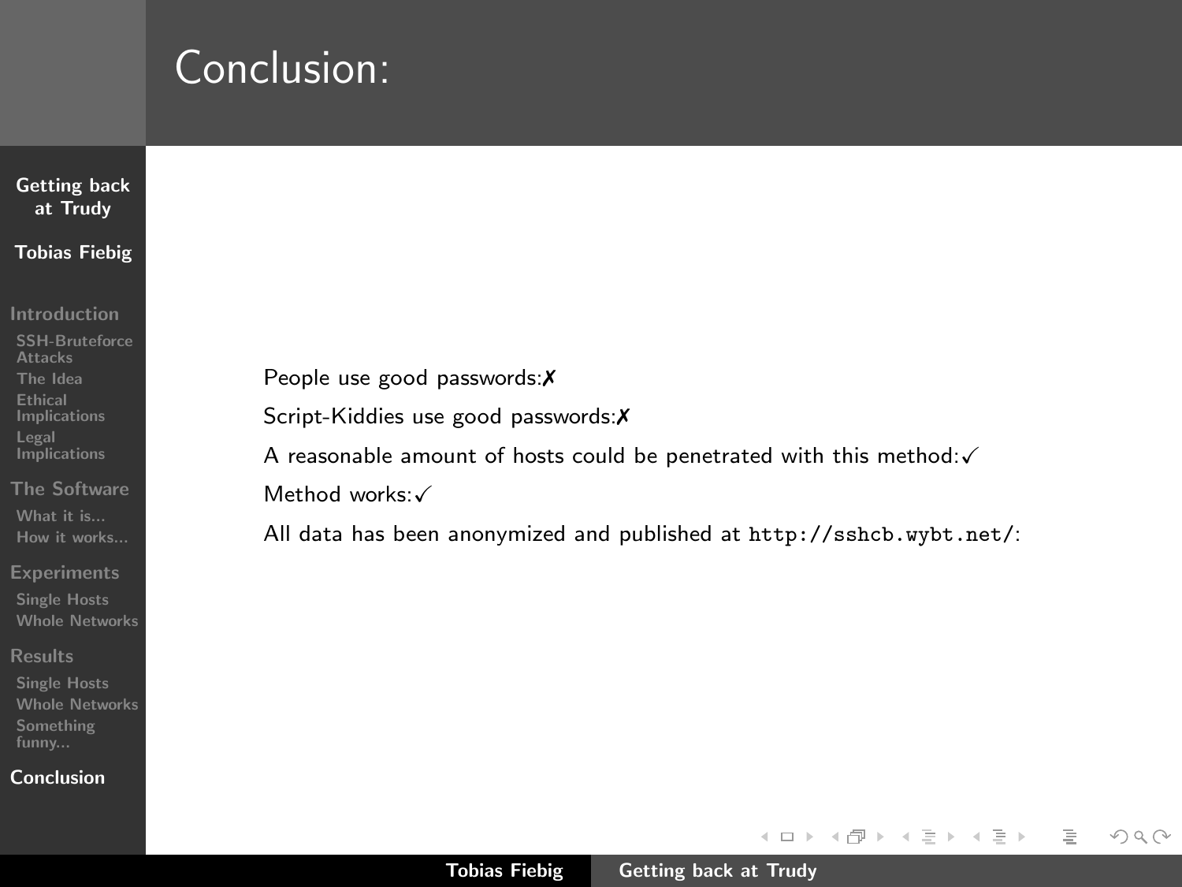# Conclusion:

People use good passwords:✗

Script-Kiddies use good passwords:✗

A reasonable amount of hosts could be penetrated with this method:✓

Method works:✓

All data has been anonymized and published at `http://sshcb.wybt.net/`: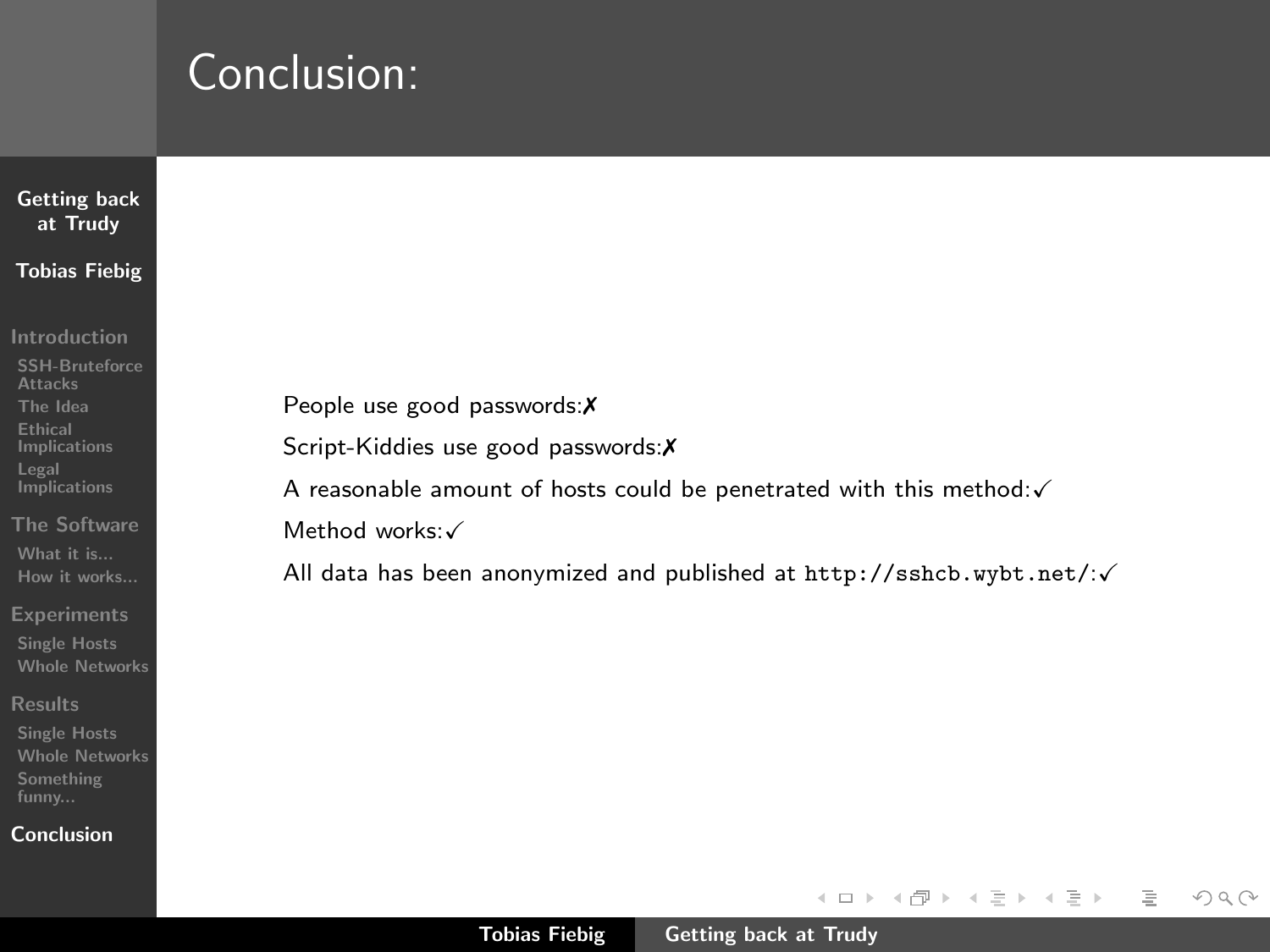# Conclusion:

People use good passwords:✗

Script-Kiddies use good passwords:✗

A reasonable amount of hosts could be penetrated with this method:✓

Method works:✓

All data has been anonymized and published at `http://sshcb.wybt.net/`:✓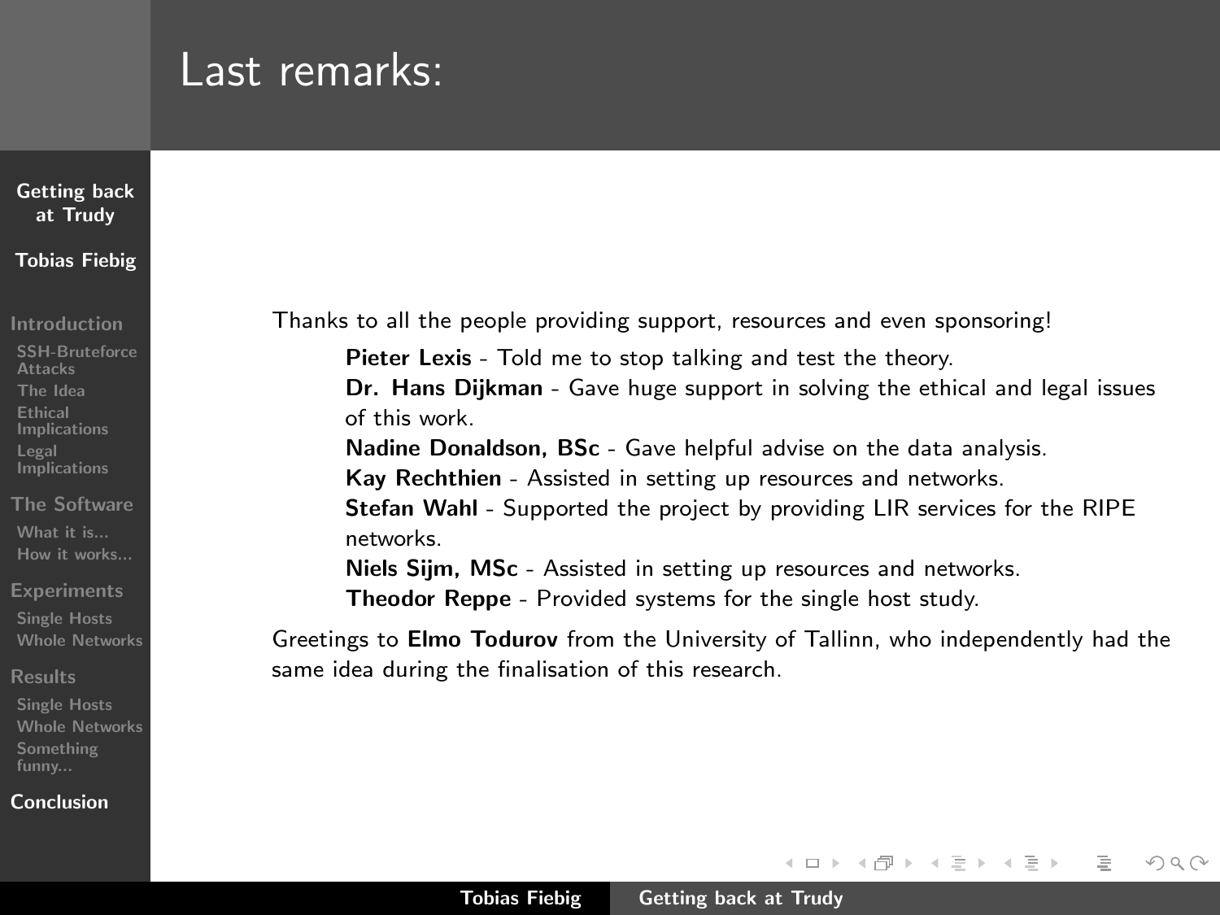# Last remarks:

Thanks to all the people providing support, resources and even sponsoring!

- **Pieter Lexis** - Told me to stop talking and test the theory.
- **Dr. Hans Dijkman** - Gave huge support in solving the ethical and legal issues of this work.
- **Nadine Donaldson, BSc** - Gave helpful advise on the data analysis.
- **Kay Rechthien** - Assisted in setting up resources and networks.
- **Stefan Wahl** - Supported the project by providing LIR services for the RIPE networks.
- **Niels Sijm, MSc** - Assisted in setting up resources and networks.
- **Theodor Reppe** - Provided systems for the single host study.

Greetings to **Elmo Todurov** from the University of Tallinn, who independently had the same idea during the finalisation of this research.